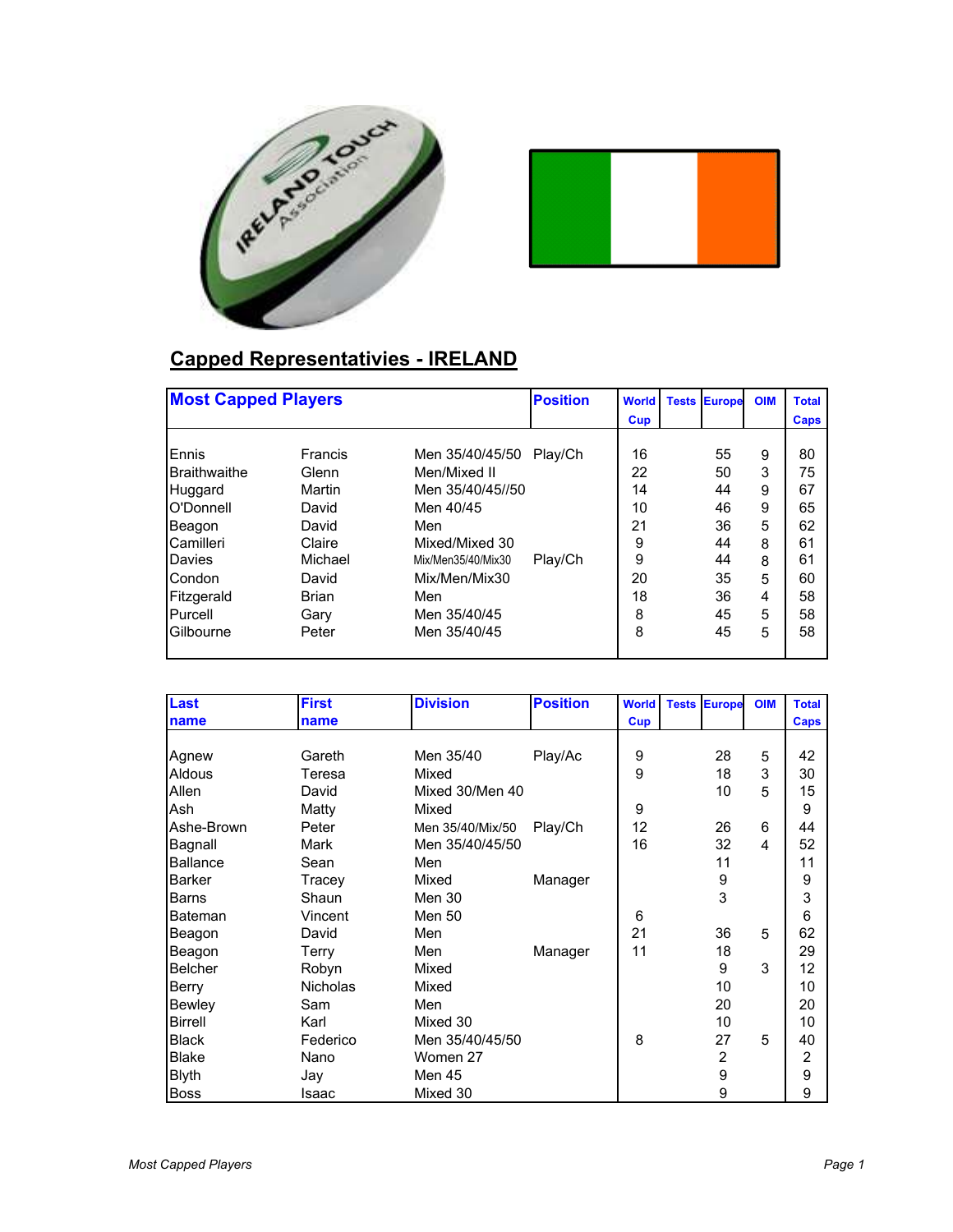## Capped Representativies - IRELAND

| Most Capped Players | | | Position | World Cup | Tests | Europe | OIM | Total Caps |
|---|---|---|---|---|---|---|---|---|
| Ennis | Francis | Men 35/40/45/50 | Play/Ch | 16 | | 55 | 9 | 80 |
| Braithwaithe | Glenn | Men/Mixed II | | 22 | | 50 | 3 | 75 |
| Huggard | Martin | Men 35/40/45//50 | | 14 | | 44 | 9 | 67 |
| O'Donnell | David | Men 40/45 | | 10 | | 46 | 9 | 65 |
| Beagon | David | Men | | 21 | | 36 | 5 | 62 |
| Camilleri | Claire | Mixed/Mixed 30 | | 9 | | 44 | 8 | 61 |
| Davies | Michael | Mix/Men35/40/Mix30 | Play/Ch | 9 | | 44 | 8 | 61 |
| Condon | David | Mix/Men/Mix30 | | 20 | | 35 | 5 | 60 |
| Fitzgerald | Brian | Men | | 18 | | 36 | 4 | 58 |
| Purcell | Gary | Men 35/40/45 | | 8 | | 45 | 5 | 58 |
| Gilbourne | Peter | Men 35/40/45 | | 8 | | 45 | 5 | 58 |

| Last name | First name | Division | Position | World Cup | Tests | Europe | OIM | Total Caps |
|---|---|---|---|---|---|---|---|---|
| Agnew | Gareth | Men 35/40 | Play/Ac | 9 | | 28 | 5 | 42 |
| Aldous | Teresa | Mixed | | 9 | | 18 | 3 | 30 |
| Allen | David | Mixed 30/Men 40 | | | | 10 | 5 | 15 |
| Ash | Matty | Mixed | | 9 | | | | 9 |
| Ashe-Brown | Peter | Men 35/40/Mix/50 | Play/Ch | 12 | | 26 | 6 | 44 |
| Bagnall | Mark | Men 35/40/45/50 | | 16 | | 32 | 4 | 52 |
| Ballance | Sean | Men | | | | 11 | | 11 |
| Barker | Tracey | Mixed | Manager | | | 9 | | 9 |
| Barns | Shaun | Men 30 | | | | 3 | | 3 |
| Bateman | Vincent | Men 50 | | 6 | | | | 6 |
| Beagon | David | Men | | 21 | | 36 | 5 | 62 |
| Beagon | Terry | Men | Manager | 11 | | 18 | | 29 |
| Belcher | Robyn | Mixed | | | | 9 | 3 | 12 |
| Berry | Nicholas | Mixed | | | | 10 | | 10 |
| Bewley | Sam | Men | | | | 20 | | 20 |
| Birrell | Karl | Mixed 30 | | | | 10 | | 10 |
| Black | Federico | Men 35/40/45/50 | | 8 | | 27 | 5 | 40 |
| Blake | Nano | Women 27 | | | | 2 | | 2 |
| Blyth | Jay | Men 45 | | | | 9 | | 9 |
| Boss | Isaac | Mixed 30 | | | | 9 | | 9 |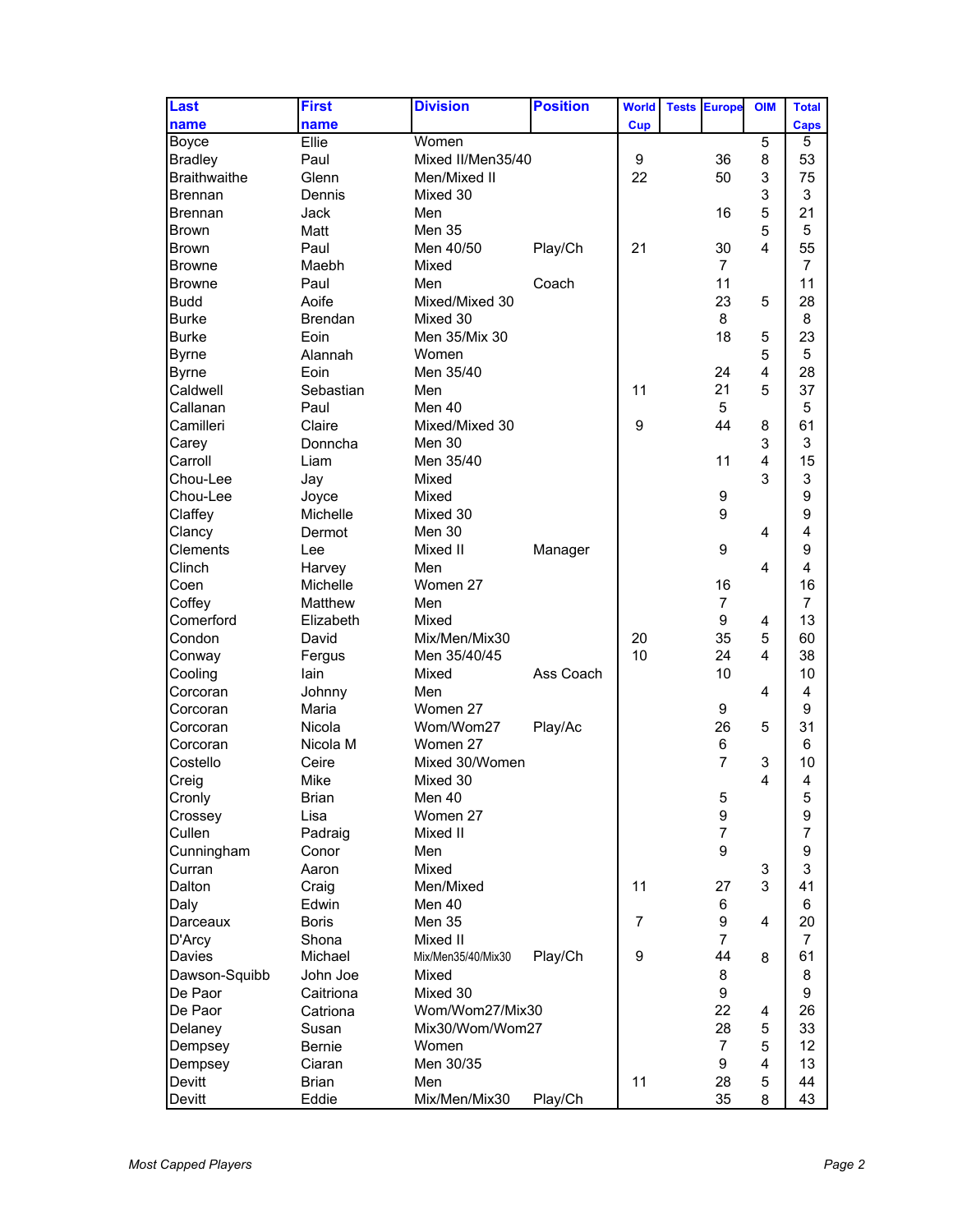| Last name | First name | Division | Position | World Cup | Tests | Europe | OIM | Total Caps |
|---|---|---|---|---|---|---|---|---|
| Boyce | Ellie | Women | | | | | 5 | 5 |
| Bradley | Paul | Mixed II/Men35/40 | | 9 | | 36 | 8 | 53 |
| Braithwaithe | Glenn | Men/Mixed II | | 22 | | 50 | 3 | 75 |
| Brennan | Dennis | Mixed 30 | | | | | 3 | 3 |
| Brennan | Jack | Men | | | | 16 | 5 | 21 |
| Brown | Matt | Men 35 | | | | | 5 | 5 |
| Brown | Paul | Men 40/50 | Play/Ch | 21 | | 30 | 4 | 55 |
| Browne | Maebh | Mixed | | | | 7 | | 7 |
| Browne | Paul | Men | Coach | | | 11 | | 11 |
| Budd | Aoife | Mixed/Mixed 30 | | | | 23 | 5 | 28 |
| Burke | Brendan | Mixed 30 | | | | 8 | | 8 |
| Burke | Eoin | Men 35/Mix 30 | | | | 18 | 5 | 23 |
| Byrne | Alannah | Women | | | | | 5 | 5 |
| Byrne | Eoin | Men 35/40 | | | | 24 | 4 | 28 |
| Caldwell | Sebastian | Men | | 11 | | 21 | 5 | 37 |
| Callanan | Paul | Men 40 | | | | 5 | | 5 |
| Camilleri | Claire | Mixed/Mixed 30 | | 9 | | 44 | 8 | 61 |
| Carey | Donncha | Men 30 | | | | | 3 | 3 |
| Carroll | Liam | Men 35/40 | | | | 11 | 4 | 15 |
| Chou-Lee | Jay | Mixed | | | | | 3 | 3 |
| Chou-Lee | Joyce | Mixed | | | | 9 | | 9 |
| Claffey | Michelle | Mixed 30 | | | | 9 | | 9 |
| Clancy | Dermot | Men 30 | | | | | 4 | 4 |
| Clements | Lee | Mixed II | Manager | | | 9 | | 9 |
| Clinch | Harvey | Men | | | | | 4 | 4 |
| Coen | Michelle | Women 27 | | | | 16 | | 16 |
| Coffey | Matthew | Men | | | | 7 | | 7 |
| Comerford | Elizabeth | Mixed | | | | 9 | 4 | 13 |
| Condon | David | Mix/Men/Mix30 | | 20 | | 35 | 5 | 60 |
| Conway | Fergus | Men 35/40/45 | | 10 | | 24 | 4 | 38 |
| Cooling | Iain | Mixed | Ass Coach | | | 10 | | 10 |
| Corcoran | Johnny | Men | | | | | 4 | 4 |
| Corcoran | Maria | Women 27 | | | | 9 | | 9 |
| Corcoran | Nicola | Wom/Wom27 | Play/Ac | | | 26 | 5 | 31 |
| Corcoran | Nicola M | Women 27 | | | | 6 | | 6 |
| Costello | Ceire | Mixed 30/Women | | | | 7 | 3 | 10 |
| Creig | Mike | Mixed 30 | | | | | 4 | 4 |
| Cronly | Brian | Men 40 | | | | 5 | | 5 |
| Crossey | Lisa | Women 27 | | | | 9 | | 9 |
| Cullen | Padraig | Mixed II | | | | 7 | | 7 |
| Cunningham | Conor | Men | | | | 9 | | 9 |
| Curran | Aaron | Mixed | | | | | 3 | 3 |
| Dalton | Craig | Men/Mixed | | 11 | | 27 | 3 | 41 |
| Daly | Edwin | Men 40 | | | | 6 | | 6 |
| Darceaux | Boris | Men 35 | | 7 | | 9 | 4 | 20 |
| D'Arcy | Shona | Mixed II | | | | 7 | | 7 |
| Davies | Michael | Mix/Men35/40/Mix30 | Play/Ch | 9 | | 44 | 8 | 61 |
| Dawson-Squibb | John Joe | Mixed | | | | 8 | | 8 |
| De Paor | Caitriona | Mixed 30 | | | | 9 | | 9 |
| De Paor | Catriona | Wom/Wom27/Mix30 | | | | 22 | 4 | 26 |
| Delaney | Susan | Mix30/Wom/Wom27 | | | | 28 | 5 | 33 |
| Dempsey | Bernie | Women | | | | 7 | 5 | 12 |
| Dempsey | Ciaran | Men 30/35 | | | | 9 | 4 | 13 |
| Devitt | Brian | Men | | 11 | | 28 | 5 | 44 |
| Devitt | Eddie | Mix/Men/Mix30 | Play/Ch | | | 35 | 8 | 43 |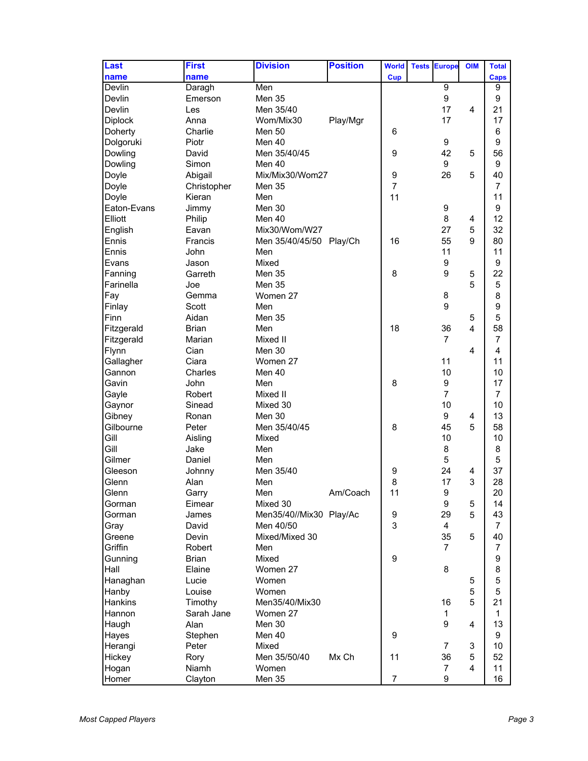| Last name | First name | Division | Position | World Cup | Tests | Europe | OIM | Total Caps |
|---|---|---|---|---|---|---|---|---|
| Devlin | Daragh | Men | | | | 9 | | 9 |
| Devlin | Emerson | Men 35 | | | | 9 | | 9 |
| Devlin | Les | Men 35/40 | | | | 17 | 4 | 21 |
| Diplock | Anna | Wom/Mix30 | Play/Mgr | | | 17 | | 17 |
| Doherty | Charlie | Men 50 | | 6 | | | | 6 |
| Dolgoruki | Piotr | Men 40 | | | | 9 | | 9 |
| Dowling | David | Men 35/40/45 | | 9 | | 42 | 5 | 56 |
| Dowling | Simon | Men 40 | | | | 9 | | 9 |
| Doyle | Abigail | Mix/Mix30/Wom27 | | 9 | | 26 | 5 | 40 |
| Doyle | Christopher | Men 35 | | 7 | | | | 7 |
| Doyle | Kieran | Men | | 11 | | | | 11 |
| Eaton-Evans | Jimmy | Men 30 | | | | 9 | | 9 |
| Elliott | Philip | Men 40 | | | | 8 | 4 | 12 |
| English | Eavan | Mix30/Wom/W27 | | | | 27 | 5 | 32 |
| Ennis | Francis | Men 35/40/45/50 | Play/Ch | 16 | | 55 | 9 | 80 |
| Ennis | John | Men | | | | 11 | | 11 |
| Evans | Jason | Mixed | | | | 9 | | 9 |
| Fanning | Garreth | Men 35 | | 8 | | 9 | 5 | 22 |
| Farinella | Joe | Men 35 | | | | | 5 | 5 |
| Fay | Gemma | Women 27 | | | | 8 | | 8 |
| Finlay | Scott | Men | | | | 9 | | 9 |
| Finn | Aidan | Men 35 | | | | | 5 | 5 |
| Fitzgerald | Brian | Men | | 18 | | 36 | 4 | 58 |
| Fitzgerald | Marian | Mixed II | | | | 7 | | 7 |
| Flynn | Cian | Men 30 | | | | | 4 | 4 |
| Gallagher | Ciara | Women 27 | | | | 11 | | 11 |
| Gannon | Charles | Men 40 | | | | 10 | | 10 |
| Gavin | John | Men | | 8 | | 9 | | 17 |
| Gayle | Robert | Mixed II | | | | 7 | | 7 |
| Gaynor | Sinead | Mixed 30 | | | | 10 | | 10 |
| Gibney | Ronan | Men 30 | | | | 9 | 4 | 13 |
| Gilbourne | Peter | Men 35/40/45 | | 8 | | 45 | 5 | 58 |
| Gill | Aisling | Mixed | | | | 10 | | 10 |
| Gill | Jake | Men | | | | 8 | | 8 |
| Gilmer | Daniel | Men | | | | 5 | | 5 |
| Gleeson | Johnny | Men 35/40 | | 9 | | 24 | 4 | 37 |
| Glenn | Alan | Men | | 8 | | 17 | 3 | 28 |
| Glenn | Garry | Men | Am/Coach | 11 | | 9 | | 20 |
| Gorman | Eimear | Mixed 30 | | | | 9 | 5 | 14 |
| Gorman | James | Men35/40//Mix30 | Play/Ac | 9 | | 29 | 5 | 43 |
| Gray | David | Men 40/50 | | 3 | | 4 | | 7 |
| Greene | Devin | Mixed/Mixed 30 | | | | 35 | 5 | 40 |
| Griffin | Robert | Men | | | | 7 | | 7 |
| Gunning | Brian | Mixed | | 9 | | | | 9 |
| Hall | Elaine | Women 27 | | | | 8 | | 8 |
| Hanaghan | Lucie | Women | | | | | 5 | 5 |
| Hanby | Louise | Women | | | | | 5 | 5 |
| Hankins | Timothy | Men35/40/Mix30 | | | | 16 | 5 | 21 |
| Hannon | Sarah Jane | Women 27 | | | | 1 | | 1 |
| Haugh | Alan | Men 30 | | | | 9 | 4 | 13 |
| Hayes | Stephen | Men 40 | | 9 | | | | 9 |
| Herangi | Peter | Mixed | | | | 7 | 3 | 10 |
| Hickey | Rory | Men 35/50/40 | Mx Ch | 11 | | 36 | 5 | 52 |
| Hogan | Niamh | Women | | | | 7 | 4 | 11 |
| Homer | Clayton | Men 35 | | 7 | | 9 | | 16 |

*Most Capped Players*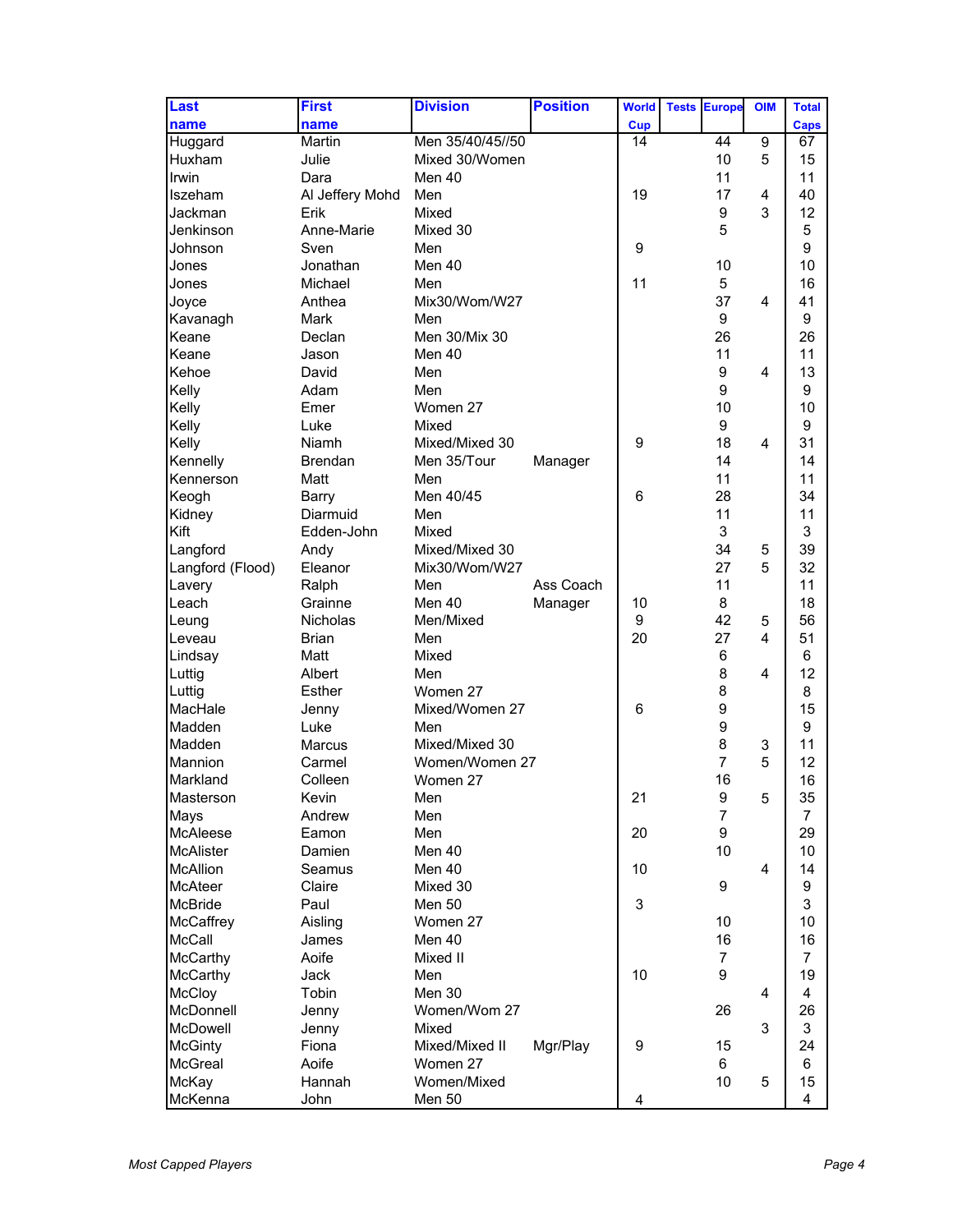| Last name | First name | Division | Position | World Cup | Tests | Europe | OIM | Total Caps |
|---|---|---|---|---|---|---|---|---|
| Huggard | Martin | Men 35/40/45//50 | | 14 | | 44 | 9 | 67 |
| Huxham | Julie | Mixed 30/Women | | | | 10 | 5 | 15 |
| Irwin | Dara | Men 40 | | | | 11 | | 11 |
| Iszeham | Al Jeffery Mohd | Men | | 19 | | 17 | 4 | 40 |
| Jackman | Erik | Mixed | | | | 9 | 3 | 12 |
| Jenkinson | Anne-Marie | Mixed 30 | | | | 5 | | 5 |
| Johnson | Sven | Men | | 9 | | | | 9 |
| Jones | Jonathan | Men 40 | | | | 10 | | 10 |
| Jones | Michael | Men | | 11 | | 5 | | 16 |
| Joyce | Anthea | Mix30/Wom/W27 | | | | 37 | 4 | 41 |
| Kavanagh | Mark | Men | | | | 9 | | 9 |
| Keane | Declan | Men 30/Mix 30 | | | | 26 | | 26 |
| Keane | Jason | Men 40 | | | | 11 | | 11 |
| Kehoe | David | Men | | | | 9 | 4 | 13 |
| Kelly | Adam | Men | | | | 9 | | 9 |
| Kelly | Emer | Women 27 | | | | 10 | | 10 |
| Kelly | Luke | Mixed | | | | 9 | | 9 |
| Kelly | Niamh | Mixed/Mixed 30 | | 9 | | 18 | 4 | 31 |
| Kennelly | Brendan | Men 35/Tour | Manager | | | 14 | | 14 |
| Kennerson | Matt | Men | | | | 11 | | 11 |
| Keogh | Barry | Men 40/45 | | 6 | | 28 | | 34 |
| Kidney | Diarmuid | Men | | | | 11 | | 11 |
| Kift | Edden-John | Mixed | | | | 3 | | 3 |
| Langford | Andy | Mixed/Mixed 30 | | | | 34 | 5 | 39 |
| Langford (Flood) | Eleanor | Mix30/Wom/W27 | | | | 27 | 5 | 32 |
| Lavery | Ralph | Men | Ass Coach | | | 11 | | 11 |
| Leach | Grainne | Men 40 | Manager | 10 | | 8 | | 18 |
| Leung | Nicholas | Men/Mixed | | 9 | | 42 | 5 | 56 |
| Leveau | Brian | Men | | 20 | | 27 | 4 | 51 |
| Lindsay | Matt | Mixed | | | | 6 | | 6 |
| Luttig | Albert | Men | | | | 8 | 4 | 12 |
| Luttig | Esther | Women 27 | | | | 8 | | 8 |
| MacHale | Jenny | Mixed/Women 27 | | 6 | | 9 | | 15 |
| Madden | Luke | Men | | | | 9 | | 9 |
| Madden | Marcus | Mixed/Mixed 30 | | | | 8 | 3 | 11 |
| Mannion | Carmel | Women/Women 27 | | | | 7 | 5 | 12 |
| Markland | Colleen | Women 27 | | | | 16 | | 16 |
| Masterson | Kevin | Men | | 21 | | 9 | 5 | 35 |
| Mays | Andrew | Men | | | | 7 | | 7 |
| McAleese | Eamon | Men | | 20 | | 9 | | 29 |
| McAlister | Damien | Men 40 | | | | 10 | | 10 |
| McAllion | Seamus | Men 40 | | 10 | | | 4 | 14 |
| McAteer | Claire | Mixed 30 | | | | 9 | | 9 |
| McBride | Paul | Men 50 | | 3 | | | | 3 |
| McCaffrey | Aisling | Women 27 | | | | 10 | | 10 |
| McCall | James | Men 40 | | | | 16 | | 16 |
| McCarthy | Aoife | Mixed II | | | | 7 | | 7 |
| McCarthy | Jack | Men | | 10 | | 9 | | 19 |
| McCloy | Tobin | Men 30 | | | | | 4 | 4 |
| McDonnell | Jenny | Women/Wom 27 | | | | 26 | | 26 |
| McDowell | Jenny | Mixed | | | | | 3 | 3 |
| McGinty | Fiona | Mixed/Mixed II | Mgr/Play | 9 | | 15 | | 24 |
| McGreal | Aoife | Women 27 | | | | 6 | | 6 |
| McKay | Hannah | Women/Mixed | | | | 10 | 5 | 15 |
| McKenna | John | Men 50 | | 4 | | | | 4 |

*Most Capped Players*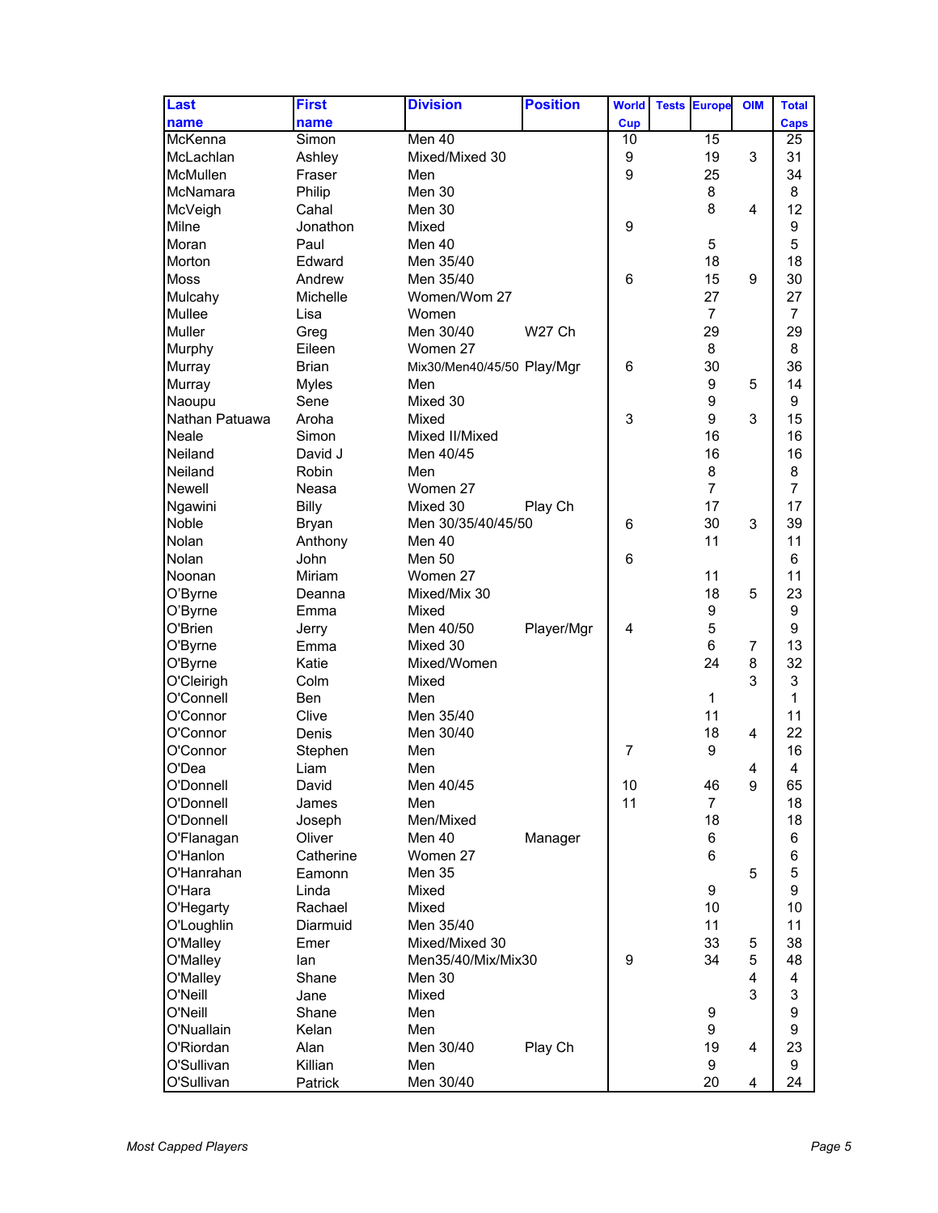| Last name | First name | Division | Position | World Cup | Tests | Europe | OIM | Total Caps |
|---|---|---|---|---|---|---|---|---|
| McKenna | Simon | Men 40 | | 10 | | 15 | | 25 |
| McLachlan | Ashley | Mixed/Mixed 30 | | 9 | | 19 | 3 | 31 |
| McMullen | Fraser | Men | | 9 | | 25 | | 34 |
| McNamara | Philip | Men 30 | | | | 8 | | 8 |
| McVeigh | Cahal | Men 30 | | | | 8 | 4 | 12 |
| Milne | Jonathon | Mixed | | 9 | | | | 9 |
| Moran | Paul | Men 40 | | | | 5 | | 5 |
| Morton | Edward | Men 35/40 | | | | 18 | | 18 |
| Moss | Andrew | Men 35/40 | | 6 | | 15 | 9 | 30 |
| Mulcahy | Michelle | Women/Wom 27 | | | | 27 | | 27 |
| Mullee | Lisa | Women | | | | 7 | | 7 |
| Muller | Greg | Men 30/40 | W27 Ch | | | 29 | | 29 |
| Murphy | Eileen | Women 27 | | | | 8 | | 8 |
| Murray | Brian | Mix30/Men40/45/50 | Play/Mgr | 6 | | 30 | | 36 |
| Murray | Myles | Men | | | | 9 | 5 | 14 |
| Naoupu | Sene | Mixed 30 | | | | 9 | | 9 |
| Nathan Patuawa | Aroha | Mixed | | 3 | | 9 | 3 | 15 |
| Neale | Simon | Mixed II/Mixed | | | | 16 | | 16 |
| Neiland | David J | Men 40/45 | | | | 16 | | 16 |
| Neiland | Robin | Men | | | | 8 | | 8 |
| Newell | Neasa | Women 27 | | | | 7 | | 7 |
| Ngawini | Billy | Mixed 30 | Play Ch | | | 17 | | 17 |
| Noble | Bryan | Men 30/35/40/45/50 | | 6 | | 30 | 3 | 39 |
| Nolan | Anthony | Men 40 | | | | 11 | | 11 |
| Nolan | John | Men 50 | | 6 | | | | 6 |
| Noonan | Miriam | Women 27 | | | | 11 | | 11 |
| O'Byrne | Deanna | Mixed/Mix 30 | | | | 18 | 5 | 23 |
| O'Byrne | Emma | Mixed | | | | 9 | | 9 |
| O'Brien | Jerry | Men 40/50 | Player/Mgr | 4 | | 5 | | 9 |
| O'Byrne | Emma | Mixed 30 | | | | 6 | 7 | 13 |
| O'Byrne | Katie | Mixed/Women | | | | 24 | 8 | 32 |
| O'Cleirigh | Colm | Mixed | | | | | 3 | 3 |
| O'Connell | Ben | Men | | | | 1 | | 1 |
| O'Connor | Clive | Men 35/40 | | | | 11 | | 11 |
| O'Connor | Denis | Men 30/40 | | | | 18 | 4 | 22 |
| O'Connor | Stephen | Men | | 7 | | 9 | | 16 |
| O'Dea | Liam | Men | | | | | 4 | 4 |
| O'Donnell | David | Men 40/45 | | 10 | | 46 | 9 | 65 |
| O'Donnell | James | Men | | 11 | | 7 | | 18 |
| O'Donnell | Joseph | Men/Mixed | | | | 18 | | 18 |
| O'Flanagan | Oliver | Men 40 | Manager | | | 6 | | 6 |
| O'Hanlon | Catherine | Women 27 | | | | 6 | | 6 |
| O'Hanrahan | Eamonn | Men 35 | | | | | 5 | 5 |
| O'Hara | Linda | Mixed | | | | 9 | | 9 |
| O'Hegarty | Rachael | Mixed | | | | 10 | | 10 |
| O'Loughlin | Diarmuid | Men 35/40 | | | | 11 | | 11 |
| O'Malley | Emer | Mixed/Mixed 30 | | | | 33 | 5 | 38 |
| O'Malley | Ian | Men35/40/Mix/Mix30 | | 9 | | 34 | 5 | 48 |
| O'Malley | Shane | Men 30 | | | | | 4 | 4 |
| O'Neill | Jane | Mixed | | | | | 3 | 3 |
| O'Neill | Shane | Men | | | | 9 | | 9 |
| O'Nuallain | Kelan | Men | | | | 9 | | 9 |
| O'Riordan | Alan | Men 30/40 | Play Ch | | | 19 | 4 | 23 |
| O'Sullivan | Killian | Men | | | | 9 | | 9 |
| O'Sullivan | Patrick | Men 30/40 | | | | 20 | 4 | 24 |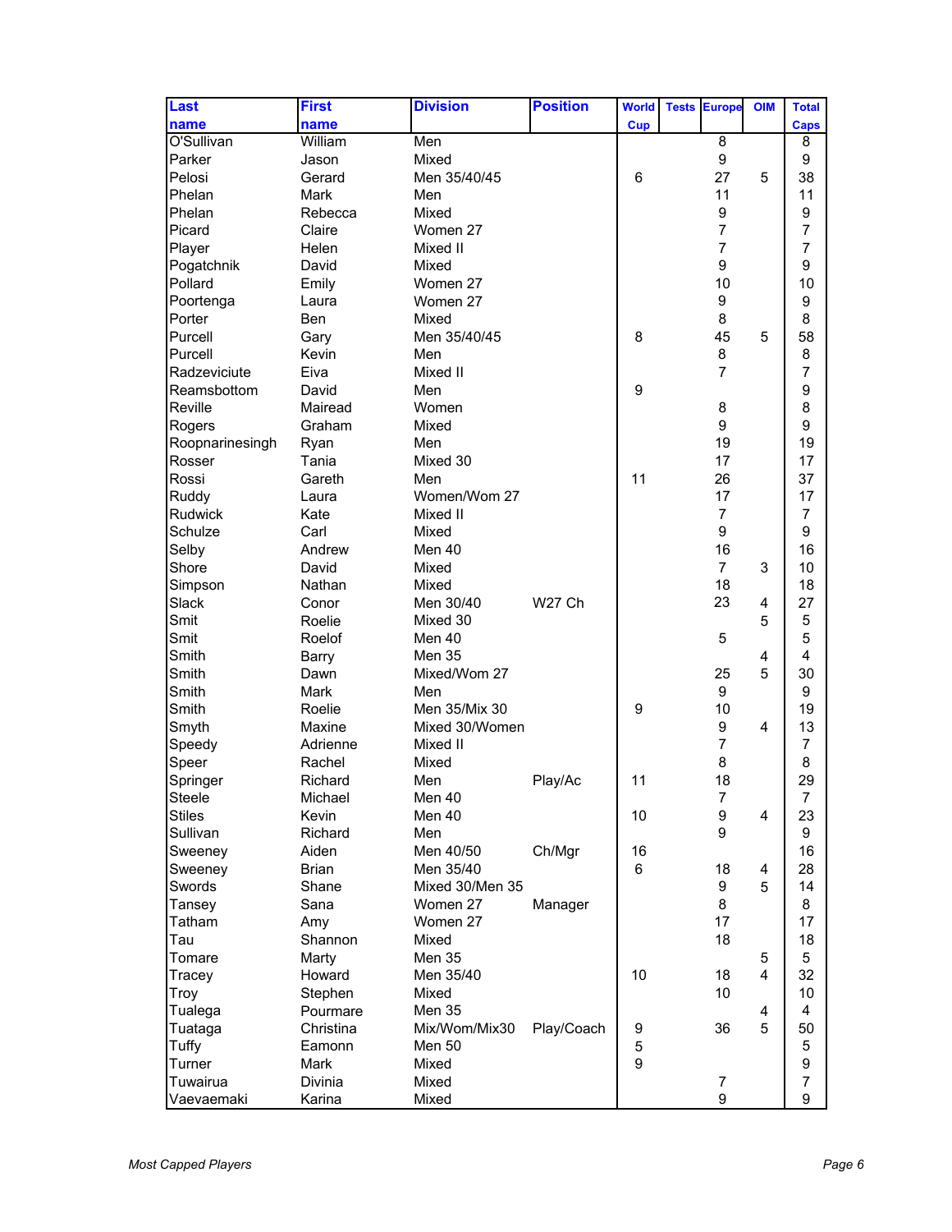| Last name | First name | Division | Position | World Cup | Tests | Europe | OIM | Total Caps |
|---|---|---|---|---|---|---|---|---|
| O'Sullivan | William | Men | | | | 8 | | 8 |
| Parker | Jason | Mixed | | | | 9 | | 9 |
| Pelosi | Gerard | Men 35/40/45 | | 6 | | 27 | 5 | 38 |
| Phelan | Mark | Men | | | | 11 | | 11 |
| Phelan | Rebecca | Mixed | | | | 9 | | 9 |
| Picard | Claire | Women 27 | | | | 7 | | 7 |
| Player | Helen | Mixed II | | | | 7 | | 7 |
| Pogatchnik | David | Mixed | | | | 9 | | 9 |
| Pollard | Emily | Women 27 | | | | 10 | | 10 |
| Poortenga | Laura | Women 27 | | | | 9 | | 9 |
| Porter | Ben | Mixed | | | | 8 | | 8 |
| Purcell | Gary | Men 35/40/45 | | 8 | | 45 | 5 | 58 |
| Purcell | Kevin | Men | | | | 8 | | 8 |
| Radzeviciute | Eiva | Mixed II | | | | 7 | | 7 |
| Reamsbottom | David | Men | | 9 | | | | 9 |
| Reville | Mairead | Women | | | | 8 | | 8 |
| Rogers | Graham | Mixed | | | | 9 | | 9 |
| Roopnarinesingh | Ryan | Men | | | | 19 | | 19 |
| Rosser | Tania | Mixed 30 | | | | 17 | | 17 |
| Rossi | Gareth | Men | | 11 | | 26 | | 37 |
| Ruddy | Laura | Women/Wom 27 | | | | 17 | | 17 |
| Rudwick | Kate | Mixed II | | | | 7 | | 7 |
| Schulze | Carl | Mixed | | | | 9 | | 9 |
| Selby | Andrew | Men 40 | | | | 16 | | 16 |
| Shore | David | Mixed | | | | 7 | 3 | 10 |
| Simpson | Nathan | Mixed | | | | 18 | | 18 |
| Slack | Conor | Men 30/40 | W27 Ch | | | 23 | 4 | 27 |
| Smit | Roelie | Mixed 30 | | | | | 5 | 5 |
| Smit | Roelof | Men 40 | | | | 5 | | 5 |
| Smith | Barry | Men 35 | | | | | 4 | 4 |
| Smith | Dawn | Mixed/Wom 27 | | | | 25 | 5 | 30 |
| Smith | Mark | Men | | | | 9 | | 9 |
| Smith | Roelie | Men 35/Mix 30 | | 9 | | 10 | | 19 |
| Smyth | Maxine | Mixed 30/Women | | | | 9 | 4 | 13 |
| Speedy | Adrienne | Mixed II | | | | 7 | | 7 |
| Speer | Rachel | Mixed | | | | 8 | | 8 |
| Springer | Richard | Men | Play/Ac | 11 | | 18 | | 29 |
| Steele | Michael | Men 40 | | | | 7 | | 7 |
| Stiles | Kevin | Men 40 | | 10 | | 9 | 4 | 23 |
| Sullivan | Richard | Men | | | | 9 | | 9 |
| Sweeney | Aiden | Men 40/50 | Ch/Mgr | 16 | | | | 16 |
| Sweeney | Brian | Men 35/40 | | 6 | | 18 | 4 | 28 |
| Swords | Shane | Mixed 30/Men 35 | | | | 9 | 5 | 14 |
| Tansey | Sana | Women 27 | Manager | | | 8 | | 8 |
| Tatham | Amy | Women 27 | | | | 17 | | 17 |
| Tau | Shannon | Mixed | | | | 18 | | 18 |
| Tomare | Marty | Men 35 | | | | | 5 | 5 |
| Tracey | Howard | Men 35/40 | | 10 | | 18 | 4 | 32 |
| Troy | Stephen | Mixed | | | | 10 | | 10 |
| Tualega | Pourmare | Men 35 | | | | | 4 | 4 |
| Tuataga | Christina | Mix/Wom/Mix30 | Play/Coach | 9 | | 36 | 5 | 50 |
| Tuffy | Eamonn | Men 50 | | 5 | | | | 5 |
| Turner | Mark | Mixed | | 9 | | | | 9 |
| Tuwairua | Divinia | Mixed | | | | 7 | | 7 |
| Vaevaemaki | Karina | Mixed | | | | 9 | | 9 |

*Most Capped Players*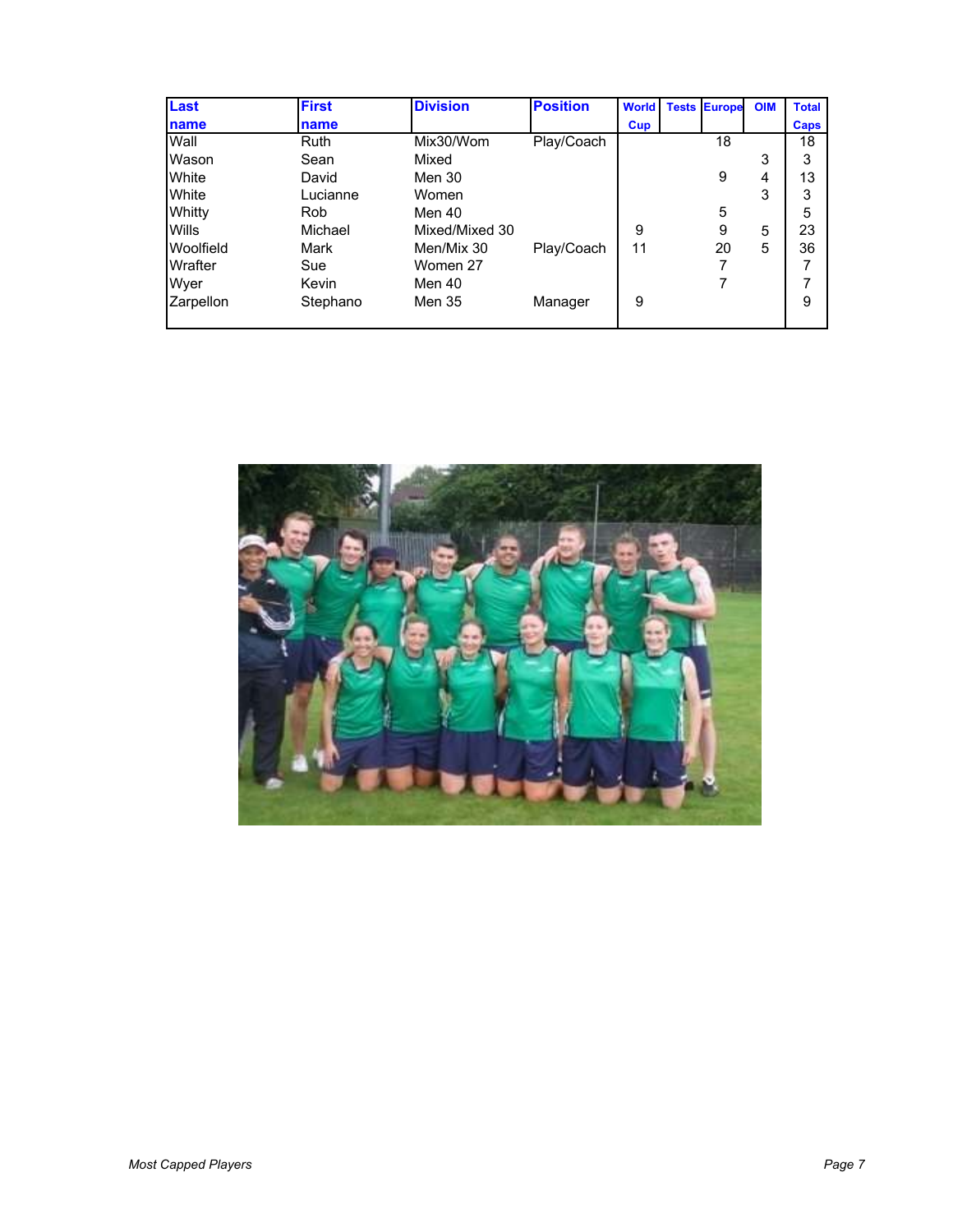| Last name | First name | Division | Position | World Cup | Tests | Europe | OIM | Total Caps |
|---|---|---|---|---|---|---|---|---|
| Wall | Ruth | Mix30/Wom | Play/Coach | | | 18 | | 18 |
| Wason | Sean | Mixed | | | | | 3 | 3 |
| White | David | Men 30 | | | | 9 | 4 | 13 |
| White | Lucianne | Women | | | | | 3 | 3 |
| Whitty | Rob | Men 40 | | | | 5 | | 5 |
| Wills | Michael | Mixed/Mixed 30 | | 9 | | 9 | 5 | 23 |
| Woolfield | Mark | Men/Mix 30 | Play/Coach | 11 | | 20 | 5 | 36 |
| Wrafter | Sue | Women 27 | | | | 7 | | 7 |
| Wyer | Kevin | Men 40 | | | | 7 | | 7 |
| Zarpellon | Stephano | Men 35 | Manager | 9 | | | | 9 |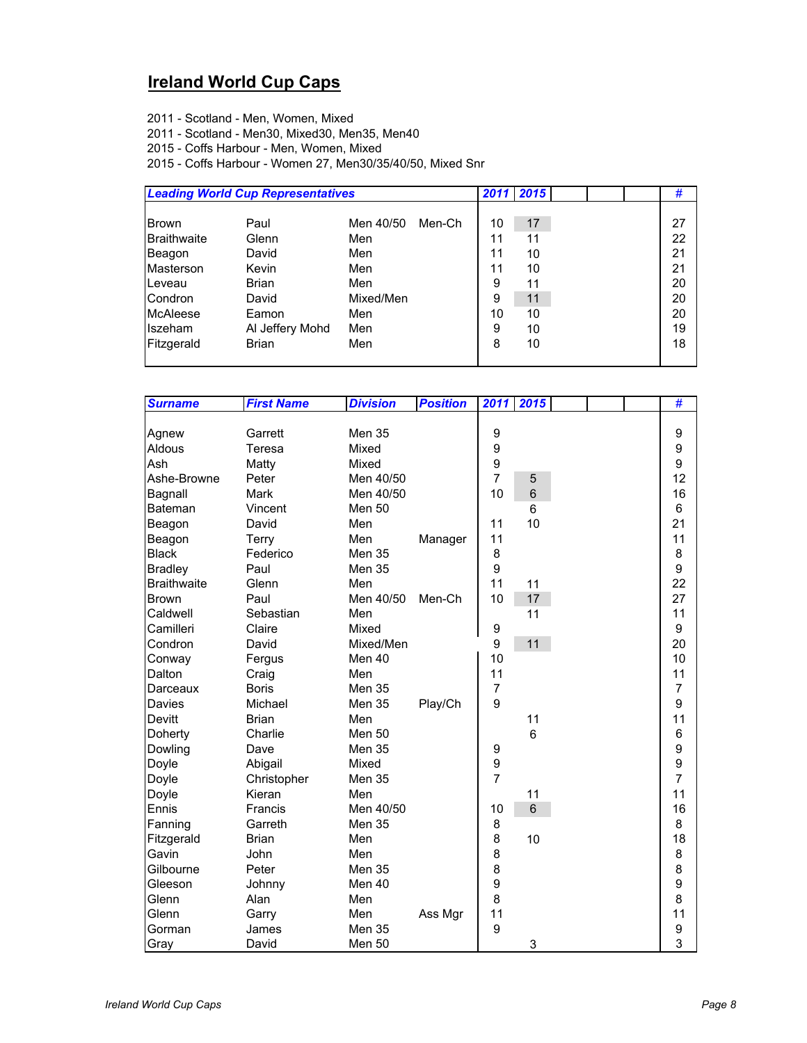## Ireland World Cup Caps

2011 - Scotland - Men, Women, Mixed
2011 - Scotland - Men30, Mixed30, Men35, Men40
2015 - Coffs Harbour - Men, Women, Mixed
2015 - Coffs Harbour - Women 27, Men30/35/40/50, Mixed Snr

| *Leading World Cup Representatives* | | | | *2011* | *2015* | | | | *#* |
|---|---|---|---|---|---|---|---|---|---|
| Brown | Paul | Men 40/50 | Men-Ch | 10 | 17 | | | | 27 |
| Braithwaite | Glenn | Men | | 11 | 11 | | | | 22 |
| Beagon | David | Men | | 11 | 10 | | | | 21 |
| Masterson | Kevin | Men | | 11 | 10 | | | | 21 |
| Leveau | Brian | Men | | 9 | 11 | | | | 20 |
| Condron | David | Mixed/Men | | 9 | 11 | | | | 20 |
| McAleese | Eamon | Men | | 10 | 10 | | | | 20 |
| Iszeham | Al Jeffery Mohd | Men | | 9 | 10 | | | | 19 |
| Fitzgerald | Brian | Men | | 8 | 10 | | | | 18 |

| *Surname* | *First Name* | *Division* | *Position* | *2011* | *2015* | | | | *#* |
|---|---|---|---|---|---|---|---|---|---|
| Agnew | Garrett | Men 35 | | 9 | | | | | 9 |
| Aldous | Teresa | Mixed | | 9 | | | | | 9 |
| Ash | Matty | Mixed | | 9 | | | | | 9 |
| Ashe-Browne | Peter | Men 40/50 | | 7 | 5 | | | | 12 |
| Bagnall | Mark | Men 40/50 | | 10 | 6 | | | | 16 |
| Bateman | Vincent | Men 50 | | | 6 | | | | 6 |
| Beagon | David | Men | | 11 | 10 | | | | 21 |
| Beagon | Terry | Men | Manager | 11 | | | | | 11 |
| Black | Federico | Men 35 | | 8 | | | | | 8 |
| Bradley | Paul | Men 35 | | 9 | | | | | 9 |
| Braithwaite | Glenn | Men | | 11 | 11 | | | | 22 |
| Brown | Paul | Men 40/50 | Men-Ch | 10 | 17 | | | | 27 |
| Caldwell | Sebastian | Men | | | 11 | | | | 11 |
| Camilleri | Claire | Mixed | | 9 | | | | | 9 |
| Condron | David | Mixed/Men | | 9 | 11 | | | | 20 |
| Conway | Fergus | Men 40 | | 10 | | | | | 10 |
| Dalton | Craig | Men | | 11 | | | | | 11 |
| Darceaux | Boris | Men 35 | | 7 | | | | | 7 |
| Davies | Michael | Men 35 | Play/Ch | 9 | | | | | 9 |
| Devitt | Brian | Men | | | 11 | | | | 11 |
| Doherty | Charlie | Men 50 | | | 6 | | | | 6 |
| Dowling | Dave | Men 35 | | 9 | | | | | 9 |
| Doyle | Abigail | Mixed | | 9 | | | | | 9 |
| Doyle | Christopher | Men 35 | | 7 | | | | | 7 |
| Doyle | Kieran | Men | | | 11 | | | | 11 |
| Ennis | Francis | Men 40/50 | | 10 | 6 | | | | 16 |
| Fanning | Garreth | Men 35 | | 8 | | | | | 8 |
| Fitzgerald | Brian | Men | | 8 | 10 | | | | 18 |
| Gavin | John | Men | | 8 | | | | | 8 |
| Gilbourne | Peter | Men 35 | | 8 | | | | | 8 |
| Gleeson | Johnny | Men 40 | | 9 | | | | | 9 |
| Glenn | Alan | Men | | 8 | | | | | 8 |
| Glenn | Garry | Men | Ass Mgr | 11 | | | | | 11 |
| Gorman | James | Men 35 | | 9 | | | | | 9 |
| Gray | David | Men 50 | | | 3 | | | | 3 |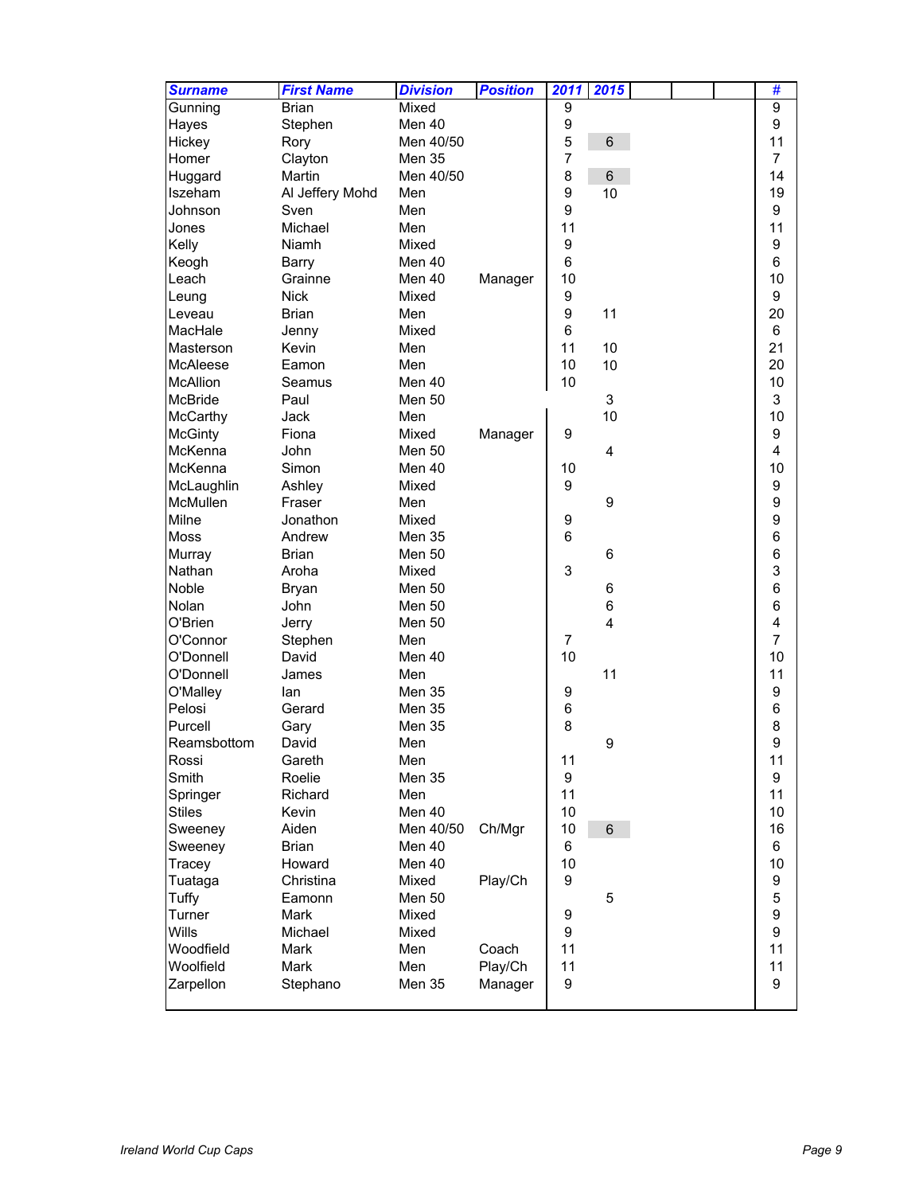| Surname | First Name | Division | Position | 2011 | 2015 | | | | # |
|---|---|---|---|---|---|---|---|---|---|
| Gunning | Brian | Mixed | | 9 | | | | | 9 |
| Hayes | Stephen | Men 40 | | 9 | | | | | 9 |
| Hickey | Rory | Men 40/50 | | 5 | 6 | | | | 11 |
| Homer | Clayton | Men 35 | | 7 | | | | | 7 |
| Huggard | Martin | Men 40/50 | | 8 | 6 | | | | 14 |
| Iszeham | Al Jeffery Mohd | Men | | 9 | 10 | | | | 19 |
| Johnson | Sven | Men | | 9 | | | | | 9 |
| Jones | Michael | Men | | 11 | | | | | 11 |
| Kelly | Niamh | Mixed | | 9 | | | | | 9 |
| Keogh | Barry | Men 40 | | 6 | | | | | 6 |
| Leach | Grainne | Men 40 | Manager | 10 | | | | | 10 |
| Leung | Nick | Mixed | | 9 | | | | | 9 |
| Leveau | Brian | Men | | 9 | 11 | | | | 20 |
| MacHale | Jenny | Mixed | | 6 | | | | | 6 |
| Masterson | Kevin | Men | | 11 | 10 | | | | 21 |
| McAleese | Eamon | Men | | 10 | 10 | | | | 20 |
| McAllion | Seamus | Men 40 | | 10 | | | | | 10 |
| McBride | Paul | Men 50 | | | 3 | | | | 3 |
| McCarthy | Jack | Men | | | 10 | | | | 10 |
| McGinty | Fiona | Mixed | Manager | 9 | | | | | 9 |
| McKenna | John | Men 50 | | | 4 | | | | 4 |
| McKenna | Simon | Men 40 | | 10 | | | | | 10 |
| McLaughlin | Ashley | Mixed | | 9 | | | | | 9 |
| McMullen | Fraser | Men | | | 9 | | | | 9 |
| Milne | Jonathon | Mixed | | 9 | | | | | 9 |
| Moss | Andrew | Men 35 | | 6 | | | | | 6 |
| Murray | Brian | Men 50 | | | 6 | | | | 6 |
| Nathan | Aroha | Mixed | | 3 | | | | | 3 |
| Noble | Bryan | Men 50 | | | 6 | | | | 6 |
| Nolan | John | Men 50 | | | 6 | | | | 6 |
| O'Brien | Jerry | Men 50 | | | 4 | | | | 4 |
| O'Connor | Stephen | Men | | 7 | | | | | 7 |
| O'Donnell | David | Men 40 | | 10 | | | | | 10 |
| O'Donnell | James | Men | | | 11 | | | | 11 |
| O'Malley | Ian | Men 35 | | 9 | | | | | 9 |
| Pelosi | Gerard | Men 35 | | 6 | | | | | 6 |
| Purcell | Gary | Men 35 | | 8 | | | | | 8 |
| Reamsbottom | David | Men | | | 9 | | | | 9 |
| Rossi | Gareth | Men | | 11 | | | | | 11 |
| Smith | Roelie | Men 35 | | 9 | | | | | 9 |
| Springer | Richard | Men | | 11 | | | | | 11 |
| Stiles | Kevin | Men 40 | | 10 | | | | | 10 |
| Sweeney | Aiden | Men 40/50 | Ch/Mgr | 10 | 6 | | | | 16 |
| Sweeney | Brian | Men 40 | | 6 | | | | | 6 |
| Tracey | Howard | Men 40 | | 10 | | | | | 10 |
| Tuataga | Christina | Mixed | Play/Ch | 9 | | | | | 9 |
| Tuffy | Eamonn | Men 50 | | | 5 | | | | 5 |
| Turner | Mark | Mixed | | 9 | | | | | 9 |
| Wills | Michael | Mixed | | 9 | | | | | 9 |
| Woodfield | Mark | Men | Coach | 11 | | | | | 11 |
| Woolfield | Mark | Men | Play/Ch | 11 | | | | | 11 |
| Zarpellon | Stephano | Men 35 | Manager | 9 | | | | | 9 |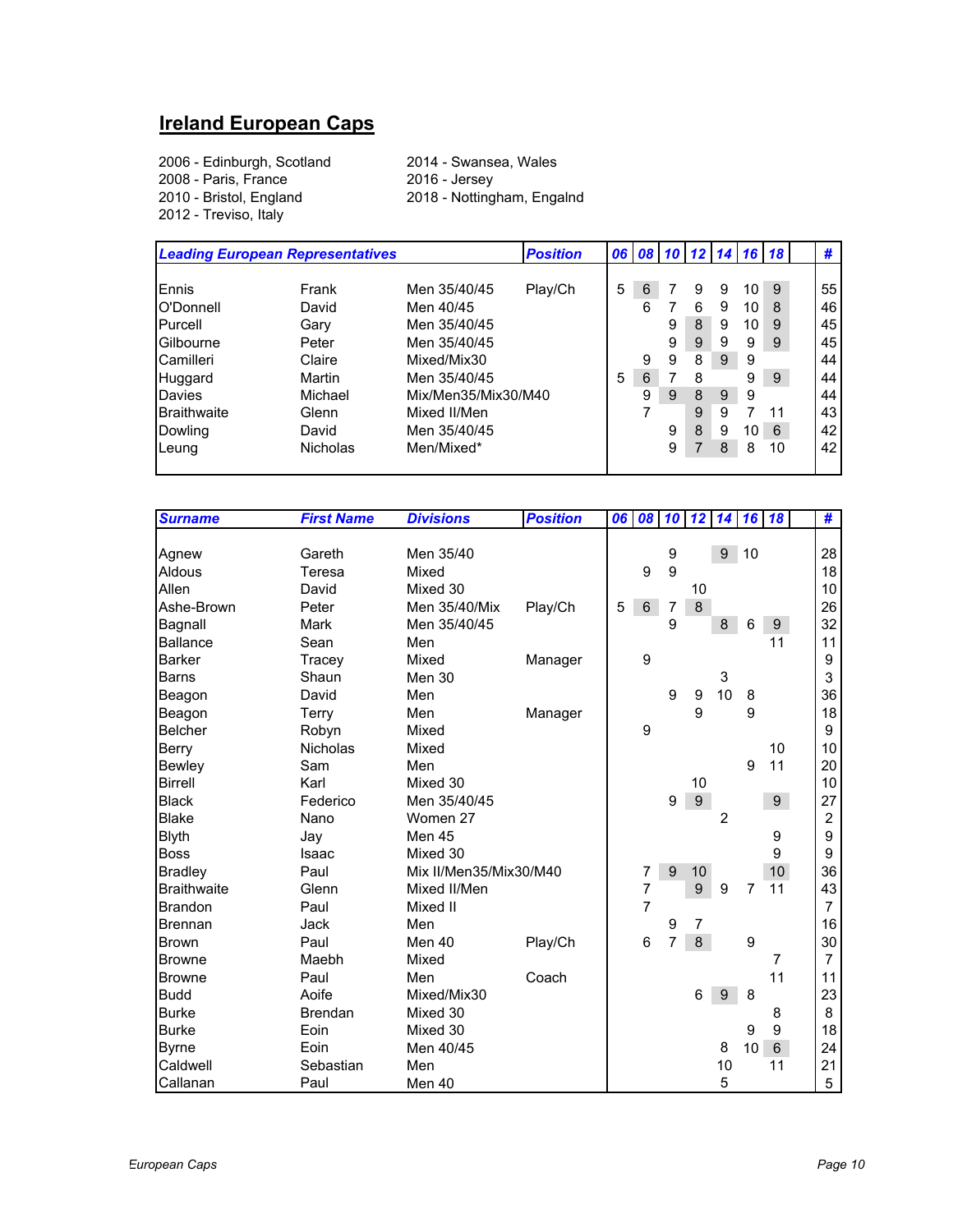## Ireland European Caps

2006 - Edinburgh, Scotland
2008 - Paris, France
2010 - Bristol, England
2012 - Treviso, Italy
2014 - Swansea, Wales
2016 - Jersey
2018 - Nottingham, Engalnd

| Leading European Representatives | | | Position | 06 | 08 | 10 | 12 | 14 | 16 | 18 | # |
|---|---|---|---|---|---|---|---|---|---|---|---|
| Ennis | Frank | Men 35/40/45 | Play/Ch | 5 | 6 | 7 | 9 | 9 | 10 | 9 | 55 |
| O'Donnell | David | Men 40/45 | | | 6 | 7 | 6 | 9 | 10 | 8 | 46 |
| Purcell | Gary | Men 35/40/45 | | | | 9 | 8 | 9 | 10 | 9 | 45 |
| Gilbourne | Peter | Men 35/40/45 | | | | 9 | 9 | 9 | 9 | 9 | 45 |
| Camilleri | Claire | Mixed/Mix30 | | | 9 | 9 | 8 | 9 | 9 | | 44 |
| Huggard | Martin | Men 35/40/45 | | 5 | 6 | 7 | 8 | | 9 | 9 | 44 |
| Davies | Michael | Mix/Men35/Mix30/M40 | | | 9 | 9 | 8 | 9 | 9 | | 44 |
| Braithwaite | Glenn | Mixed II/Men | | | 7 | | 9 | 9 | 7 | 11 | 43 |
| Dowling | David | Men 35/40/45 | | | | 9 | 8 | 9 | 10 | 6 | 42 |
| Leung | Nicholas | Men/Mixed* | | | | 9 | 7 | 8 | 8 | 10 | 42 |

| Surname | First Name | Divisions | Position | 06 | 08 | 10 | 12 | 14 | 16 | 18 | # |
|---|---|---|---|---|---|---|---|---|---|---|---|
| Agnew | Gareth | Men 35/40 | | | | 9 | | 9 | 10 | | 28 |
| Aldous | Teresa | Mixed | | | 9 | 9 | | | | | 18 |
| Allen | David | Mixed 30 | | | | | 10 | | | | 10 |
| Ashe-Brown | Peter | Men 35/40/Mix | Play/Ch | 5 | 6 | 7 | 8 | | | | 26 |
| Bagnall | Mark | Men 35/40/45 | | | | 9 | | 8 | 6 | 9 | 32 |
| Ballance | Sean | Men | | | | | | | | 11 | 11 |
| Barker | Tracey | Mixed | Manager | | 9 | | | | | | 9 |
| Barns | Shaun | Men 30 | | | | | | 3 | | | 3 |
| Beagon | David | Men | | | | 9 | 9 | 10 | 8 | | 36 |
| Beagon | Terry | Men | Manager | | | | 9 | | 9 | | 18 |
| Belcher | Robyn | Mixed | | | 9 | | | | | | 9 |
| Berry | Nicholas | Mixed | | | | | | | | 10 | 10 |
| Bewley | Sam | Men | | | | | | | 9 | 11 | 20 |
| Birrell | Karl | Mixed 30 | | | | | 10 | | | | 10 |
| Black | Federico | Men 35/40/45 | | | | 9 | 9 | | | 9 | 27 |
| Blake | Nano | Women 27 | | | | | | 2 | | | 2 |
| Blyth | Jay | Men 45 | | | | | | | | 9 | 9 |
| Boss | Isaac | Mixed 30 | | | | | | | | 9 | 9 |
| Bradley | Paul | Mix II/Men35/Mix30/M40 | | | 7 | 9 | 10 | | | 10 | 36 |
| Braithwaite | Glenn | Mixed II/Men | | | 7 | | 9 | 9 | 7 | 11 | 43 |
| Brandon | Paul | Mixed II | | | 7 | | | | | | 7 |
| Brennan | Jack | Men | | | | 9 | 7 | | | | 16 |
| Brown | Paul | Men 40 | Play/Ch | | 6 | 7 | 8 | | 9 | | 30 |
| Browne | Maebh | Mixed | | | | | | | | 7 | 7 |
| Browne | Paul | Men | Coach | | | | | | | 11 | 11 |
| Budd | Aoife | Mixed/Mix30 | | | | | 6 | 9 | 8 | | 23 |
| Burke | Brendan | Mixed 30 | | | | | | | | 8 | 8 |
| Burke | Eoin | Mixed 30 | | | | | | | 9 | 9 | 18 |
| Byrne | Eoin | Men 40/45 | | | | | | 8 | 10 | 6 | 24 |
| Caldwell | Sebastian | Men | | | | | | 10 | | 11 | 21 |
| Callanan | Paul | Men 40 | | | | | | 5 | | | 5 |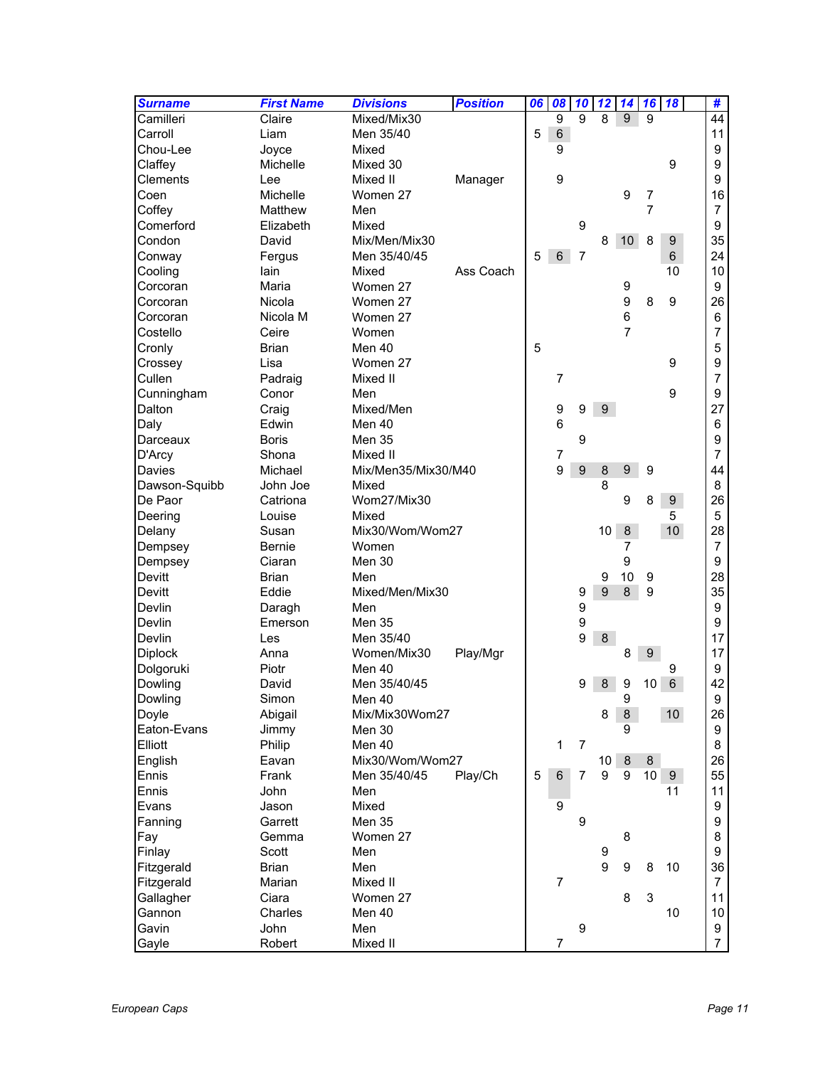| Surname | First Name | Divisions | Position | 06 | 08 | 10 | 12 | 14 | 16 | 18 | | # |
|---|---|---|---|---|---|---|---|---|---|---|---|---|
| Camilleri | Claire | Mixed/Mix30 | | | 9 | 9 | 8 | 9 | 9 | | | 44 |
| Carroll | Liam | Men 35/40 | | 5 | 6 | | | | | | | 11 |
| Chou-Lee | Joyce | Mixed | | | 9 | | | | | | | 9 |
| Claffey | Michelle | Mixed 30 | | | | | | | | 9 | | 9 |
| Clements | Lee | Mixed II | Manager | | 9 | | | | | | | 9 |
| Coen | Michelle | Women 27 | | | | | | 9 | 7 | | | 16 |
| Coffey | Matthew | Men | | | | | | | 7 | | | 7 |
| Comerford | Elizabeth | Mixed | | | | 9 | | | | | | 9 |
| Condon | David | Mix/Men/Mix30 | | | | | 8 | 10 | 8 | 9 | | 35 |
| Conway | Fergus | Men 35/40/45 | | 5 | 6 | 7 | | | | 6 | | 24 |
| Cooling | Iain | Mixed | Ass Coach | | | | | | | 10 | | 10 |
| Corcoran | Maria | Women 27 | | | | | | 9 | | | | 9 |
| Corcoran | Nicola | Women 27 | | | | | | 9 | 8 | 9 | | 26 |
| Corcoran | Nicola M | Women 27 | | | | | | 6 | | | | 6 |
| Costello | Ceire | Women | | | | | | 7 | | | | 7 |
| Cronly | Brian | Men 40 | | 5 | | | | | | | | 5 |
| Crossey | Lisa | Women 27 | | | | | | | | 9 | | 9 |
| Cullen | Padraig | Mixed II | | | 7 | | | | | | | 7 |
| Cunningham | Conor | Men | | | | | | | | 9 | | 9 |
| Dalton | Craig | Mixed/Men | | | 9 | 9 | 9 | | | | | 27 |
| Daly | Edwin | Men 40 | | | 6 | | | | | | | 6 |
| Darceaux | Boris | Men 35 | | | | 9 | | | | | | 9 |
| D'Arcy | Shona | Mixed II | | | 7 | | | | | | | 7 |
| Davies | Michael | Mix/Men35/Mix30/M40 | | | 9 | 9 | 8 | 9 | 9 | | | 44 |
| Dawson-Squibb | John Joe | Mixed | | | | | 8 | | | | | 8 |
| De Paor | Catriona | Wom27/Mix30 | | | | | | 9 | 8 | 9 | | 26 |
| Deering | Louise | Mixed | | | | | | | | 5 | | 5 |
| Delany | Susan | Mix30/Wom/Wom27 | | | | | 10 | 8 | | 10 | | 28 |
| Dempsey | Bernie | Women | | | | | | 7 | | | | 7 |
| Dempsey | Ciaran | Men 30 | | | | | | 9 | | | | 9 |
| Devitt | Brian | Men | | | | | 9 | 10 | 9 | | | 28 |
| Devitt | Eddie | Mixed/Men/Mix30 | | | | 9 | 9 | 8 | 9 | | | 35 |
| Devlin | Daragh | Men | | | | 9 | | | | | | 9 |
| Devlin | Emerson | Men 35 | | | | 9 | | | | | | 9 |
| Devlin | Les | Men 35/40 | | | | 9 | 8 | | | | | 17 |
| Diplock | Anna | Women/Mix30 | Play/Mgr | | | | | 8 | 9 | | | 17 |
| Dolgoruki | Piotr | Men 40 | | | | | | | | 9 | | 9 |
| Dowling | David | Men 35/40/45 | | | | 9 | 8 | 9 | 10 | 6 | | 42 |
| Dowling | Simon | Men 40 | | | | | | 9 | | | | 9 |
| Doyle | Abigail | Mix/Mix30Wom27 | | | | | 8 | 8 | | 10 | | 26 |
| Eaton-Evans | Jimmy | Men 30 | | | | | | 9 | | | | 9 |
| Elliott | Philip | Men 40 | | | 1 | 7 | | | | | | 8 |
| English | Eavan | Mix30/Wom/Wom27 | | | | | 10 | 8 | 8 | | | 26 |
| Ennis | Frank | Men 35/40/45 | Play/Ch | 5 | 6 | 7 | 9 | 9 | 10 | 9 | | 55 |
| Ennis | John | Men | | | | | | | | 11 | | 11 |
| Evans | Jason | Mixed | | | 9 | | | | | | | 9 |
| Fanning | Garrett | Men 35 | | | | 9 | | | | | | 9 |
| Fay | Gemma | Women 27 | | | | | | 8 | | | | 8 |
| Finlay | Scott | Men | | | | | 9 | | | | | 9 |
| Fitzgerald | Brian | Men | | | | | 9 | 9 | 8 | 10 | | 36 |
| Fitzgerald | Marian | Mixed II | | | 7 | | | | | | | 7 |
| Gallagher | Ciara | Women 27 | | | | | | 8 | 3 | | | 11 |
| Gannon | Charles | Men 40 | | | | | | | | 10 | | 10 |
| Gavin | John | Men | | | | 9 | | | | | | 9 |
| Gayle | Robert | Mixed II | | | 7 | | | | | | | 7 |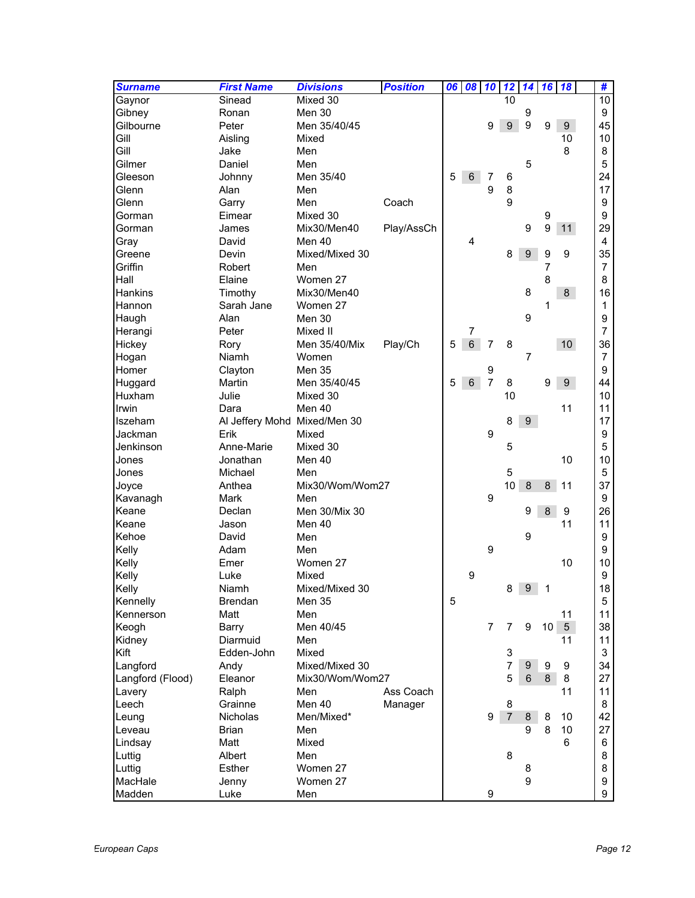| Surname | First Name | Divisions | Position | 06 | 08 | 10 | 12 | 14 | 16 | 18 | # |
|---|---|---|---|---|---|---|---|---|---|---|---|
| Gaynor | Sinead | Mixed 30 | | | | | 10 | | | | 10 |
| Gibney | Ronan | Men 30 | | | | | | 9 | | | 9 |
| Gilbourne | Peter | Men 35/40/45 | | | | 9 | 9 | 9 | 9 | 9 | 45 |
| Gill | Aisling | Mixed | | | | | | | | 10 | 10 |
| Gill | Jake | Men | | | | | | | | 8 | 8 |
| Gilmer | Daniel | Men | | | | | | 5 | | | 5 |
| Gleeson | Johnny | Men 35/40 | | 5 | 6 | 7 | 6 | | | | 24 |
| Glenn | Alan | Men | | | | 9 | 8 | | | | 17 |
| Glenn | Garry | Men | Coach | | | | 9 | | | | 9 |
| Gorman | Eimear | Mixed 30 | | | | | | | 9 | | 9 |
| Gorman | James | Mix30/Men40 | Play/AssCh | | | | | 9 | 9 | 11 | 29 |
| Gray | David | Men 40 | | | 4 | | | | | | 4 |
| Greene | Devin | Mixed/Mixed 30 | | | | | 8 | 9 | 9 | 9 | 35 |
| Griffin | Robert | Men | | | | | | | 7 | | 7 |
| Hall | Elaine | Women 27 | | | | | | | 8 | | 8 |
| Hankins | Timothy | Mix30/Men40 | | | | | | 8 | | 8 | 16 |
| Hannon | Sarah Jane | Women 27 | | | | | | | 1 | | 1 |
| Haugh | Alan | Men 30 | | | | | | 9 | | | 9 |
| Herangi | Peter | Mixed II | | | 7 | | | | | | 7 |
| Hickey | Rory | Men 35/40/Mix | Play/Ch | 5 | 6 | 7 | 8 | | | 10 | 36 |
| Hogan | Niamh | Women | | | | | | 7 | | | 7 |
| Homer | Clayton | Men 35 | | | | 9 | | | | | 9 |
| Huggard | Martin | Men 35/40/45 | | 5 | 6 | 7 | 8 | | 9 | 9 | 44 |
| Huxham | Julie | Mixed 30 | | | | | 10 | | | | 10 |
| Irwin | Dara | Men 40 | | | | | | | | 11 | 11 |
| Iszeham | Al Jeffery Mohd | Mixed/Men 30 | | | | | 8 | 9 | | | 17 |
| Jackman | Erik | Mixed | | | | 9 | | | | | 9 |
| Jenkinson | Anne-Marie | Mixed 30 | | | | | 5 | | | | 5 |
| Jones | Jonathan | Men 40 | | | | | | | | 10 | 10 |
| Jones | Michael | Men | | | | | 5 | | | | 5 |
| Joyce | Anthea | Mix30/Wom/Wom27 | | | | | 10 | 8 | 8 | 11 | 37 |
| Kavanagh | Mark | Men | | | | 9 | | | | | 9 |
| Keane | Declan | Men 30/Mix 30 | | | | | | 9 | 8 | 9 | 26 |
| Keane | Jason | Men 40 | | | | | | | | 11 | 11 |
| Kehoe | David | Men | | | | | | 9 | | | 9 |
| Kelly | Adam | Men | | | | 9 | | | | | 9 |
| Kelly | Emer | Women 27 | | | | | | | | 10 | 10 |
| Kelly | Luke | Mixed | | | 9 | | | | | | 9 |
| Kelly | Niamh | Mixed/Mixed 30 | | | | | 8 | 9 | 1 | | 18 |
| Kennelly | Brendan | Men 35 | | 5 | | | | | | | 5 |
| Kennerson | Matt | Men | | | | | | | | 11 | 11 |
| Keogh | Barry | Men 40/45 | | | | 7 | 7 | 9 | 10 | 5 | 38 |
| Kidney | Diarmuid | Men | | | | | | | | 11 | 11 |
| Kift | Edden-John | Mixed | | | | | 3 | | | | 3 |
| Langford | Andy | Mixed/Mixed 30 | | | | | 7 | 9 | 9 | 9 | 34 |
| Langford (Flood) | Eleanor | Mix30/Wom/Wom27 | | | | | 5 | 6 | 8 | 8 | 27 |
| Lavery | Ralph | Men | Ass Coach | | | | | | | 11 | 11 |
| Leech | Grainne | Men 40 | Manager | | | | 8 | | | | 8 |
| Leung | Nicholas | Men/Mixed* | | | | 9 | 7 | 8 | 8 | 10 | 42 |
| Leveau | Brian | Men | | | | | | 9 | 8 | 10 | 27 |
| Lindsay | Matt | Mixed | | | | | | | | 6 | 6 |
| Luttig | Albert | Men | | | | | 8 | | | | 8 |
| Luttig | Esther | Women 27 | | | | | | 8 | | | 8 |
| MacHale | Jenny | Women 27 | | | | | | 9 | | | 9 |
| Madden | Luke | Men | | | | 9 | | | | | 9 |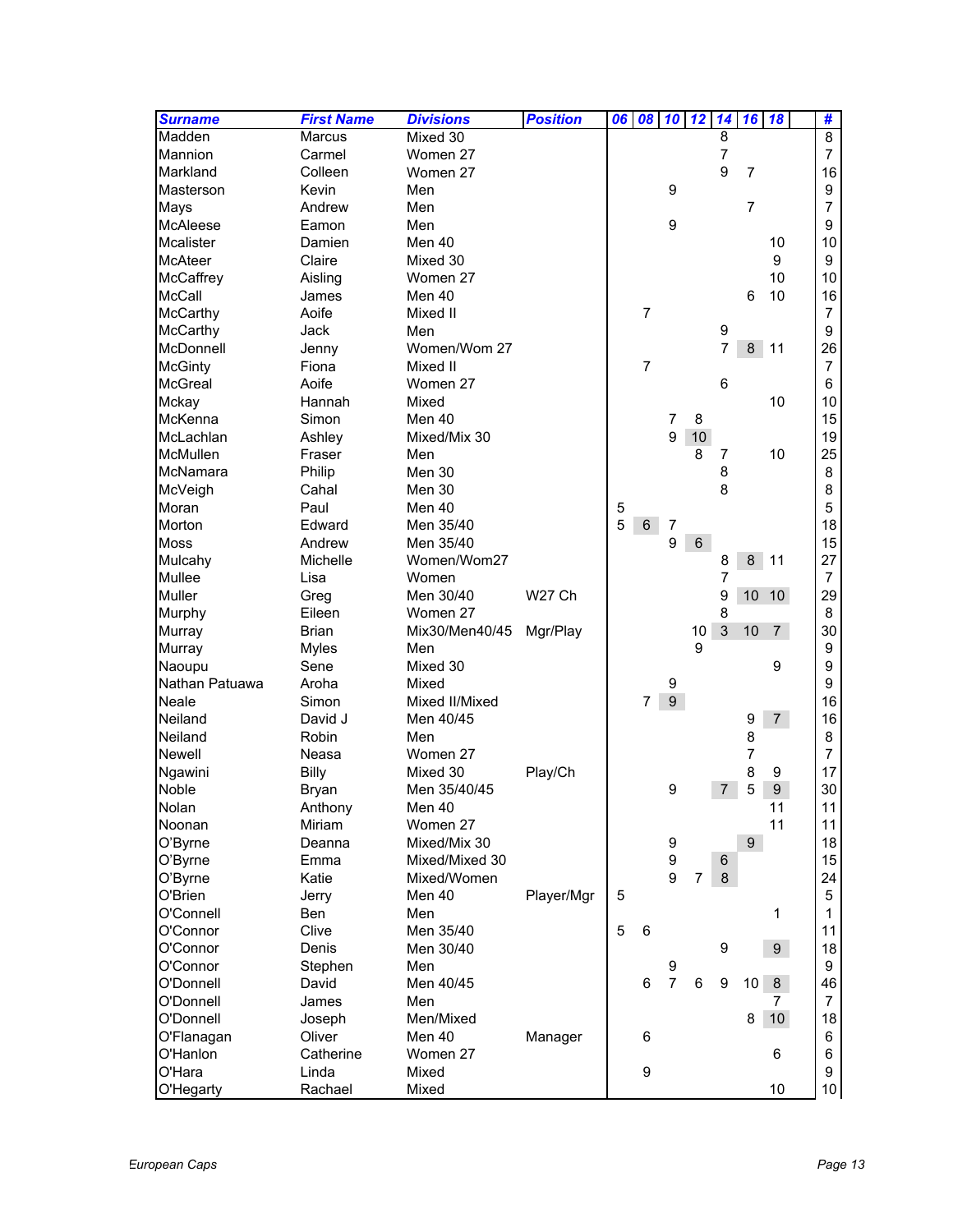| Surname | First Name | Divisions | Position | 06 | 08 | 10 | 12 | 14 | 16 | 18 | | # |
|---|---|---|---|---|---|---|---|---|---|---|---|---|
| Madden | Marcus | Mixed 30 | | | | | | 8 | | | | 8 |
| Mannion | Carmel | Women 27 | | | | | | 7 | | | | 7 |
| Markland | Colleen | Women 27 | | | | | | 9 | 7 | | | 16 |
| Masterson | Kevin | Men | | | | 9 | | | | | | 9 |
| Mays | Andrew | Men | | | | | | | 7 | | | 7 |
| McAleese | Eamon | Men | | | | 9 | | | | | | 9 |
| Mcalister | Damien | Men 40 | | | | | | | | 10 | | 10 |
| McAteer | Claire | Mixed 30 | | | | | | | | 9 | | 9 |
| McCaffrey | Aisling | Women 27 | | | | | | | | 10 | | 10 |
| McCall | James | Men 40 | | | | | | | 6 | 10 | | 16 |
| McCarthy | Aoife | Mixed II | | | 7 | | | | | | | 7 |
| McCarthy | Jack | Men | | | | | | 9 | | | | 9 |
| McDonnell | Jenny | Women/Wom 27 | | | | | | 7 | 8 | 11 | | 26 |
| McGinty | Fiona | Mixed II | | | 7 | | | | | | | 7 |
| McGreal | Aoife | Women 27 | | | | | | 6 | | | | 6 |
| Mckay | Hannah | Mixed | | | | | | | | 10 | | 10 |
| McKenna | Simon | Men 40 | | | | 7 | 8 | | | | | 15 |
| McLachlan | Ashley | Mixed/Mix 30 | | | | 9 | 10 | | | | | 19 |
| McMullen | Fraser | Men | | | | | 8 | 7 | | 10 | | 25 |
| McNamara | Philip | Men 30 | | | | | | 8 | | | | 8 |
| McVeigh | Cahal | Men 30 | | | | | | 8 | | | | 8 |
| Moran | Paul | Men 40 | | 5 | | | | | | | | 5 |
| Morton | Edward | Men 35/40 | | 5 | 6 | 7 | | | | | | 18 |
| Moss | Andrew | Men 35/40 | | | | 9 | 6 | | | | | 15 |
| Mulcahy | Michelle | Women/Wom27 | | | | | | 8 | 8 | 11 | | 27 |
| Mullee | Lisa | Women | | | | | | 7 | | | | 7 |
| Muller | Greg | Men 30/40 | W27 Ch | | | | | 9 | 10 | 10 | | 29 |
| Murphy | Eileen | Women 27 | | | | | | 8 | | | | 8 |
| Murray | Brian | Mix30/Men40/45 | Mgr/Play | | | | 10 | 3 | 10 | 7 | | 30 |
| Murray | Myles | Men | | | | | 9 | | | | | 9 |
| Naoupu | Sene | Mixed 30 | | | | | | | | 9 | | 9 |
| Nathan Patuawa | Aroha | Mixed | | | | 9 | | | | | | 9 |
| Neale | Simon | Mixed II/Mixed | | | 7 | 9 | | | | | | 16 |
| Neiland | David J | Men 40/45 | | | | | | | 9 | 7 | | 16 |
| Neiland | Robin | Men | | | | | | | 8 | | | 8 |
| Newell | Neasa | Women 27 | | | | | | | 7 | | | 7 |
| Ngawini | Billy | Mixed 30 | Play/Ch | | | | | | 8 | 9 | | 17 |
| Noble | Bryan | Men 35/40/45 | | | | 9 | | 7 | 5 | 9 | | 30 |
| Nolan | Anthony | Men 40 | | | | | | | | 11 | | 11 |
| Noonan | Miriam | Women 27 | | | | | | | | 11 | | 11 |
| O'Byrne | Deanna | Mixed/Mix 30 | | | | 9 | | | 9 | | | 18 |
| O'Byrne | Emma | Mixed/Mixed 30 | | | | 9 | | 6 | | | | 15 |
| O'Byrne | Katie | Mixed/Women | | | | 9 | 7 | 8 | | | | 24 |
| O'Brien | Jerry | Men 40 | Player/Mgr | 5 | | | | | | | | 5 |
| O'Connell | Ben | Men | | | | | | | | 1 | | 1 |
| O'Connor | Clive | Men 35/40 | | 5 | 6 | | | | | | | 11 |
| O'Connor | Denis | Men 30/40 | | | | | | 9 | | 9 | | 18 |
| O'Connor | Stephen | Men | | | | 9 | | | | | | 9 |
| O'Donnell | David | Men 40/45 | | | 6 | 7 | 6 | 9 | 10 | 8 | | 46 |
| O'Donnell | James | Men | | | | | | | | 7 | | 7 |
| O'Donnell | Joseph | Men/Mixed | | | | | | | 8 | 10 | | 18 |
| O'Flanagan | Oliver | Men 40 | Manager | | 6 | | | | | | | 6 |
| O'Hanlon | Catherine | Women 27 | | | | | | | | 6 | | 6 |
| O'Hara | Linda | Mixed | | | 9 | | | | | | | 9 |
| O'Hegarty | Rachael | Mixed | | | | | | | | 10 | | 10 |

*European Caps*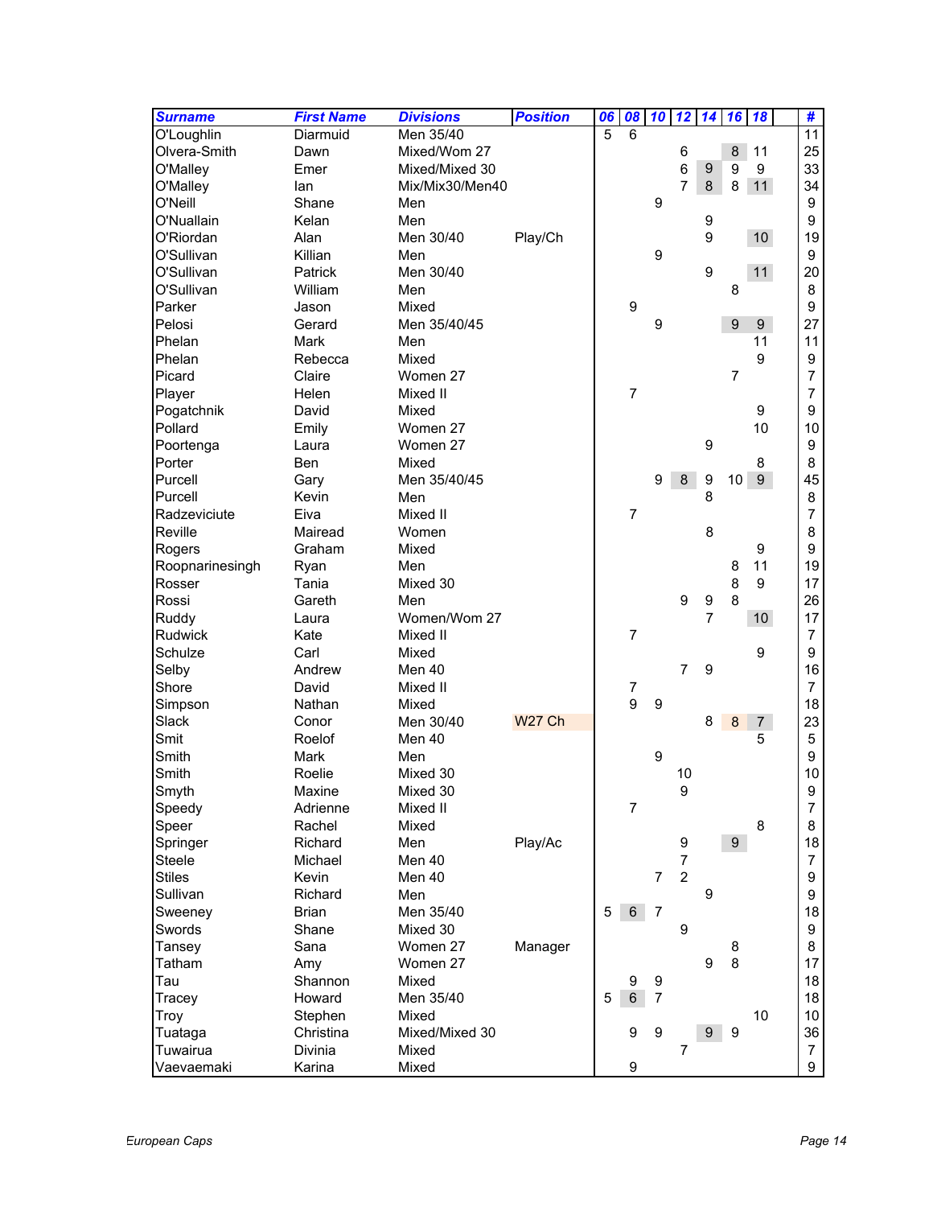| Surname | First Name | Divisions | Position | 06 | 08 | 10 | 12 | 14 | 16 | 18 | | # |
|---|---|---|---|---|---|---|---|---|---|---|---|---|
| O'Loughlin | Diarmuid | Men 35/40 | | 5 | 6 | | | | | | | 11 |
| Olvera-Smith | Dawn | Mixed/Wom 27 | | | | | 6 | | 8 | 11 | | 25 |
| O'Malley | Emer | Mixed/Mixed 30 | | | | | 6 | 9 | 9 | 9 | | 33 |
| O'Malley | Ian | Mix/Mix30/Men40 | | | | | 7 | 8 | 8 | 11 | | 34 |
| O'Neill | Shane | Men | | | | 9 | | | | | | 9 |
| O'Nuallain | Kelan | Men | | | | | | 9 | | | | 9 |
| O'Riordan | Alan | Men 30/40 | Play/Ch | | | | | 9 | | 10 | | 19 |
| O'Sullivan | Killian | Men | | | | 9 | | | | | | 9 |
| O'Sullivan | Patrick | Men 30/40 | | | | | | 9 | | 11 | | 20 |
| O'Sullivan | William | Men | | | | | | | 8 | | | 8 |
| Parker | Jason | Mixed | | | 9 | | | | | | | 9 |
| Pelosi | Gerard | Men 35/40/45 | | | | 9 | | | 9 | 9 | | 27 |
| Phelan | Mark | Men | | | | | | | | 11 | | 11 |
| Phelan | Rebecca | Mixed | | | | | | | | 9 | | 9 |
| Picard | Claire | Women 27 | | | | | | | 7 | | | 7 |
| Player | Helen | Mixed II | | | 7 | | | | | | | 7 |
| Pogatchnik | David | Mixed | | | | | | | | 9 | | 9 |
| Pollard | Emily | Women 27 | | | | | | | | 10 | | 10 |
| Poortenga | Laura | Women 27 | | | | | | 9 | | | | 9 |
| Porter | Ben | Mixed | | | | | | | | 8 | | 8 |
| Purcell | Gary | Men 35/40/45 | | | | 9 | 8 | 9 | 10 | 9 | | 45 |
| Purcell | Kevin | Men | | | | | | 8 | | | | 8 |
| Radzeviciute | Eiva | Mixed II | | | 7 | | | | | | | 7 |
| Reville | Mairead | Women | | | | | | 8 | | | | 8 |
| Rogers | Graham | Mixed | | | | | | | | 9 | | 9 |
| Roopnarinesingh | Ryan | Men | | | | | | | 8 | 11 | | 19 |
| Rosser | Tania | Mixed 30 | | | | | | | 8 | 9 | | 17 |
| Rossi | Gareth | Men | | | | | 9 | 9 | 8 | | | 26 |
| Ruddy | Laura | Women/Wom 27 | | | | | | 7 | | 10 | | 17 |
| Rudwick | Kate | Mixed II | | | 7 | | | | | | | 7 |
| Schulze | Carl | Mixed | | | | | | | | 9 | | 9 |
| Selby | Andrew | Men 40 | | | | | 7 | 9 | | | | 16 |
| Shore | David | Mixed II | | | 7 | | | | | | | 7 |
| Simpson | Nathan | Mixed | | | 9 | 9 | | | | | | 18 |
| Slack | Conor | Men 30/40 | W27 Ch | | | | | 8 | 8 | 7 | | 23 |
| Smit | Roelof | Men 40 | | | | | | | | 5 | | 5 |
| Smith | Mark | Men | | | | 9 | | | | | | 9 |
| Smith | Roelie | Mixed 30 | | | | | 10 | | | | | 10 |
| Smyth | Maxine | Mixed 30 | | | | | 9 | | | | | 9 |
| Speedy | Adrienne | Mixed II | | | 7 | | | | | | | 7 |
| Speer | Rachel | Mixed | | | | | | | | 8 | | 8 |
| Springer | Richard | Men | Play/Ac | | | | 9 | | 9 | | | 18 |
| Steele | Michael | Men 40 | | | | | 7 | | | | | 7 |
| Stiles | Kevin | Men 40 | | | | 7 | 2 | | | | | 9 |
| Sullivan | Richard | Men | | | | | | 9 | | | | 9 |
| Sweeney | Brian | Men 35/40 | | 5 | 6 | 7 | | | | | | 18 |
| Swords | Shane | Mixed 30 | | | | | 9 | | | | | 9 |
| Tansey | Sana | Women 27 | Manager | | | | | | 8 | | | 8 |
| Tatham | Amy | Women 27 | | | | | | 9 | 8 | | | 17 |
| Tau | Shannon | Mixed | | | 9 | 9 | | | | | | 18 |
| Tracey | Howard | Men 35/40 | | 5 | 6 | 7 | | | | | | 18 |
| Troy | Stephen | Mixed | | | | | | | | 10 | | 10 |
| Tuataga | Christina | Mixed/Mixed 30 | | | 9 | 9 | | 9 | 9 | | | 36 |
| Tuwairua | Divinia | Mixed | | | | | 7 | | | | | 7 |
| Vaevaemaki | Karina | Mixed | | | 9 | | | | | | | 9 |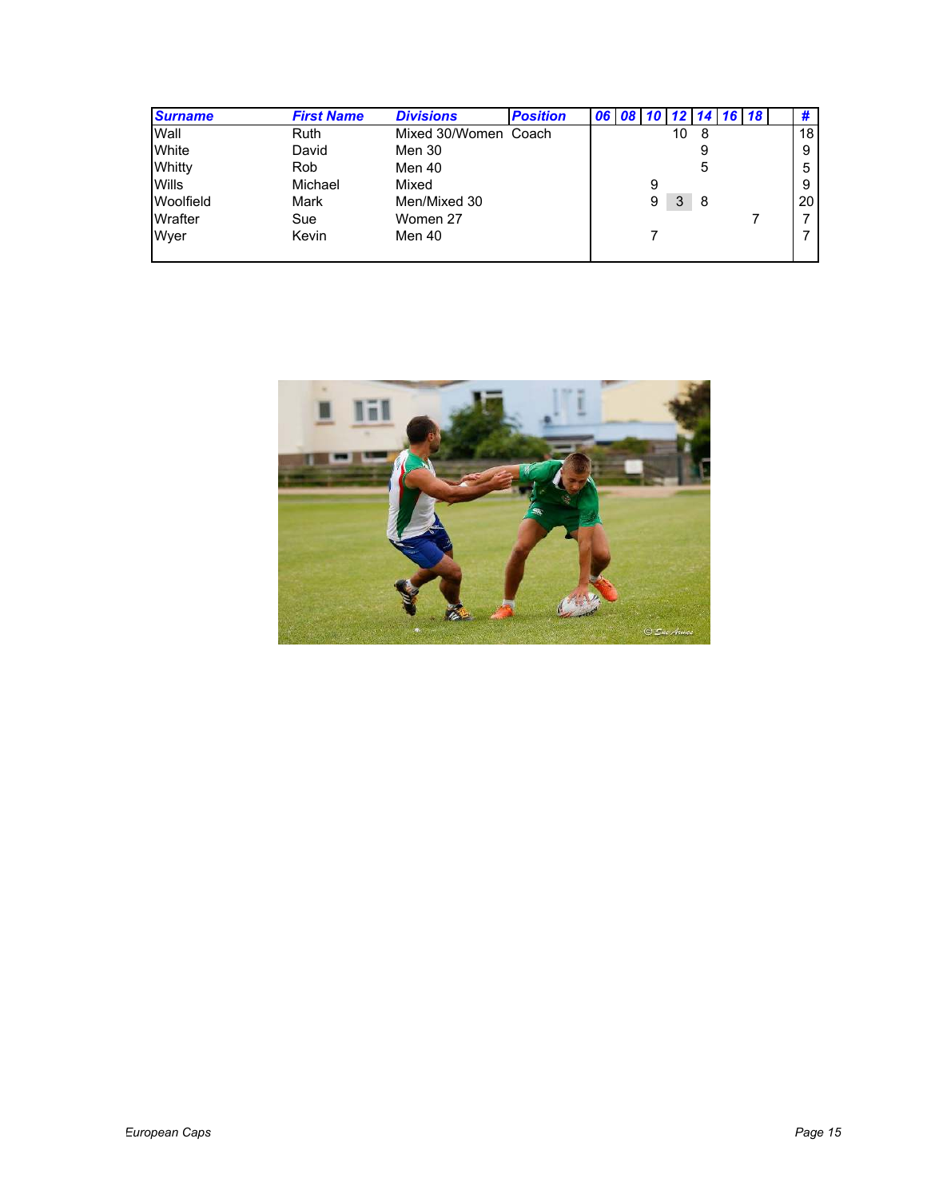| Surname | First Name | Divisions | Position | 06 | 08 | 10 | 12 | 14 | 16 | 18 | | # |
|---|---|---|---|---|---|---|---|---|---|---|---|---|
| Wall | Ruth | Mixed 30/Women | Coach | | | | 10 | 8 | | | | 18 |
| White | David | Men 30 | | | | | | 9 | | | | 9 |
| Whitty | Rob | Men 40 | | | | | | 5 | | | | 5 |
| Wills | Michael | Mixed | | | | 9 | | | | | | 9 |
| Woolfield | Mark | Men/Mixed 30 | | | | 9 | 3 | 8 | | | | 20 |
| Wrafter | Sue | Women 27 | | | | | | | | 7 | | 7 |
| Wyer | Kevin | Men 40 | | | | 7 | | | | | | 7 |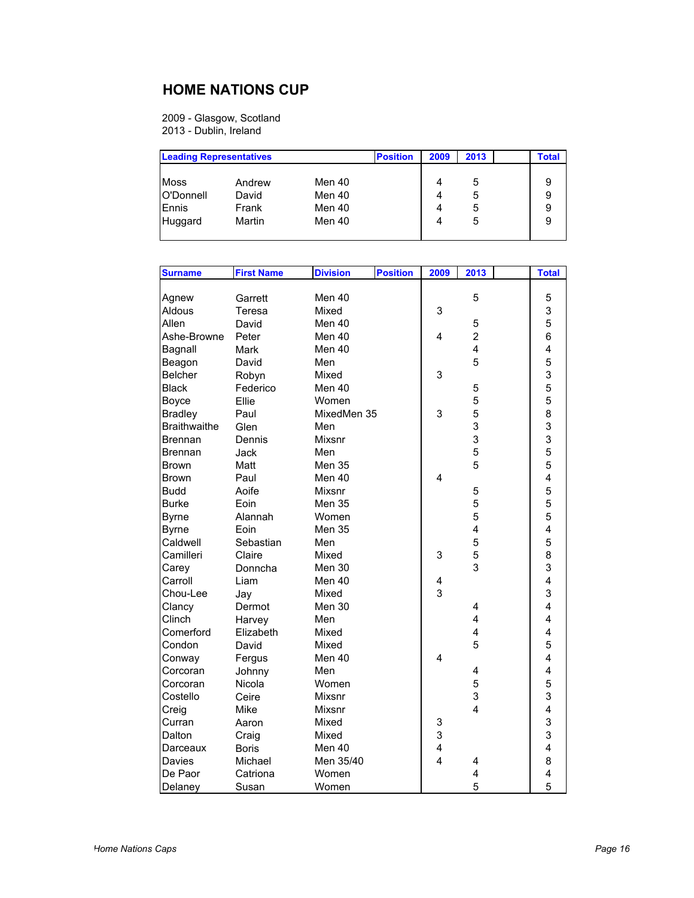## HOME NATIONS CUP

2009 - Glasgow, Scotland
2013 - Dublin, Ireland

| Leading Representatives | | | Position | 2009 | 2013 | | Total |
|---|---|---|---|---|---|---|---|
| Moss | Andrew | Men 40 | | 4 | 5 | | 9 |
| O'Donnell | David | Men 40 | | 4 | 5 | | 9 |
| Ennis | Frank | Men 40 | | 4 | 5 | | 9 |
| Huggard | Martin | Men 40 | | 4 | 5 | | 9 |

| Surname | First Name | Division | Position | 2009 | 2013 | | Total |
|---|---|---|---|---|---|---|---|
| Agnew | Garrett | Men 40 | | | 5 | | 5 |
| Aldous | Teresa | Mixed | | 3 | | | 3 |
| Allen | David | Men 40 | | | 5 | | 5 |
| Ashe-Browne | Peter | Men 40 | | 4 | 2 | | 6 |
| Bagnall | Mark | Men 40 | | | 4 | | 4 |
| Beagon | David | Men | | | 5 | | 5 |
| Belcher | Robyn | Mixed | | 3 | | | 3 |
| Black | Federico | Men 40 | | | 5 | | 5 |
| Boyce | Ellie | Women | | | 5 | | 5 |
| Bradley | Paul | MixedMen 35 | | 3 | 5 | | 8 |
| Braithwaithe | Glen | Men | | | 3 | | 3 |
| Brennan | Dennis | Mixsnr | | | 3 | | 3 |
| Brennan | Jack | Men | | | 5 | | 5 |
| Brown | Matt | Men 35 | | | 5 | | 5 |
| Brown | Paul | Men 40 | | 4 | | | 4 |
| Budd | Aoife | Mixsnr | | | 5 | | 5 |
| Burke | Eoin | Men 35 | | | 5 | | 5 |
| Byrne | Alannah | Women | | | 5 | | 5 |
| Byrne | Eoin | Men 35 | | | 4 | | 4 |
| Caldwell | Sebastian | Men | | | 5 | | 5 |
| Camilleri | Claire | Mixed | | 3 | 5 | | 8 |
| Carey | Donncha | Men 30 | | | 3 | | 3 |
| Carroll | Liam | Men 40 | | 4 | | | 4 |
| Chou-Lee | Jay | Mixed | | 3 | | | 3 |
| Clancy | Dermot | Men 30 | | | 4 | | 4 |
| Clinch | Harvey | Men | | | 4 | | 4 |
| Comerford | Elizabeth | Mixed | | | 4 | | 4 |
| Condon | David | Mixed | | | 5 | | 5 |
| Conway | Fergus | Men 40 | | 4 | | | 4 |
| Corcoran | Johnny | Men | | | 4 | | 4 |
| Corcoran | Nicola | Women | | | 5 | | 5 |
| Costello | Ceire | Mixsnr | | | 3 | | 3 |
| Creig | Mike | Mixsnr | | | 4 | | 4 |
| Curran | Aaron | Mixed | | 3 | | | 3 |
| Dalton | Craig | Mixed | | 3 | | | 3 |
| Darceaux | Boris | Men 40 | | 4 | | | 4 |
| Davies | Michael | Men 35/40 | | 4 | 4 | | 8 |
| De Paor | Catriona | Women | | | 4 | | 4 |
| Delaney | Susan | Women | | | 5 | | 5 |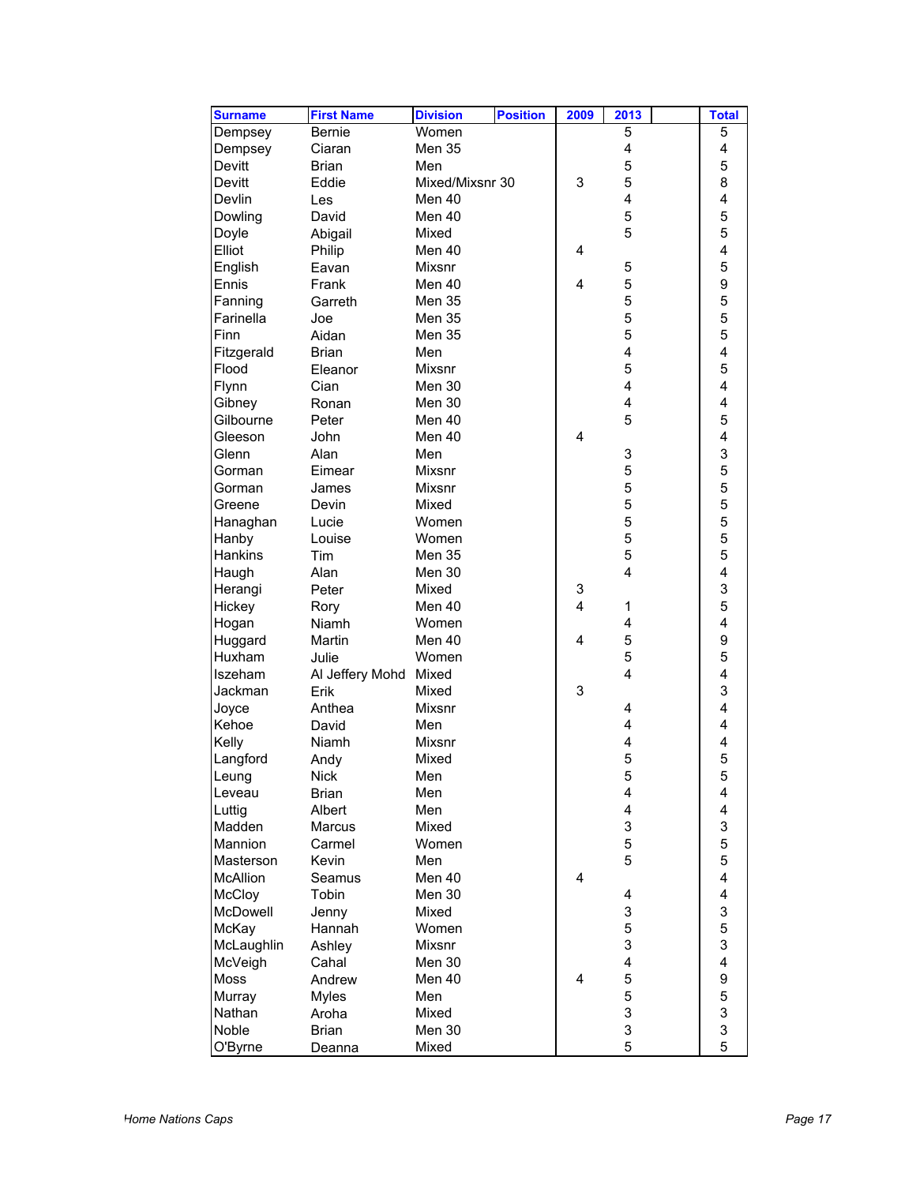| Surname | First Name | Division | Position | 2009 | 2013 | | Total |
|---|---|---|---|---|---|---|---|
| Dempsey | Bernie | Women | | | 5 | | 5 |
| Dempsey | Ciaran | Men 35 | | | 4 | | 4 |
| Devitt | Brian | Men | | | 5 | | 5 |
| Devitt | Eddie | Mixed/Mixsnr 30 | | 3 | 5 | | 8 |
| Devlin | Les | Men 40 | | | 4 | | 4 |
| Dowling | David | Men 40 | | | 5 | | 5 |
| Doyle | Abigail | Mixed | | | 5 | | 5 |
| Elliot | Philip | Men 40 | | 4 | | | 4 |
| English | Eavan | Mixsnr | | | 5 | | 5 |
| Ennis | Frank | Men 40 | | 4 | 5 | | 9 |
| Fanning | Garreth | Men 35 | | | 5 | | 5 |
| Farinella | Joe | Men 35 | | | 5 | | 5 |
| Finn | Aidan | Men 35 | | | 5 | | 5 |
| Fitzgerald | Brian | Men | | | 4 | | 4 |
| Flood | Eleanor | Mixsnr | | | 5 | | 5 |
| Flynn | Cian | Men 30 | | | 4 | | 4 |
| Gibney | Ronan | Men 30 | | | 4 | | 4 |
| Gilbourne | Peter | Men 40 | | | 5 | | 5 |
| Gleeson | John | Men 40 | | 4 | | | 4 |
| Glenn | Alan | Men | | | 3 | | 3 |
| Gorman | Eimear | Mixsnr | | | 5 | | 5 |
| Gorman | James | Mixsnr | | | 5 | | 5 |
| Greene | Devin | Mixed | | | 5 | | 5 |
| Hanaghan | Lucie | Women | | | 5 | | 5 |
| Hanby | Louise | Women | | | 5 | | 5 |
| Hankins | Tim | Men 35 | | | 5 | | 5 |
| Haugh | Alan | Men 30 | | | 4 | | 4 |
| Herangi | Peter | Mixed | | 3 | | | 3 |
| Hickey | Rory | Men 40 | | 4 | 1 | | 5 |
| Hogan | Niamh | Women | | | 4 | | 4 |
| Huggard | Martin | Men 40 | | 4 | 5 | | 9 |
| Huxham | Julie | Women | | | 5 | | 5 |
| Iszeham | Al Jeffery Mohd | Mixed | | | 4 | | 4 |
| Jackman | Erik | Mixed | | 3 | | | 3 |
| Joyce | Anthea | Mixsnr | | | 4 | | 4 |
| Kehoe | David | Men | | | 4 | | 4 |
| Kelly | Niamh | Mixsnr | | | 4 | | 4 |
| Langford | Andy | Mixed | | | 5 | | 5 |
| Leung | Nick | Men | | | 5 | | 5 |
| Leveau | Brian | Men | | | 4 | | 4 |
| Luttig | Albert | Men | | | 4 | | 4 |
| Madden | Marcus | Mixed | | | 3 | | 3 |
| Mannion | Carmel | Women | | | 5 | | 5 |
| Masterson | Kevin | Men | | | 5 | | 5 |
| McAllion | Seamus | Men 40 | | 4 | | | 4 |
| McCloy | Tobin | Men 30 | | | 4 | | 4 |
| McDowell | Jenny | Mixed | | | 3 | | 3 |
| McKay | Hannah | Women | | | 5 | | 5 |
| McLaughlin | Ashley | Mixsnr | | | 3 | | 3 |
| McVeigh | Cahal | Men 30 | | | 4 | | 4 |
| Moss | Andrew | Men 40 | | 4 | 5 | | 9 |
| Murray | Myles | Men | | | 5 | | 5 |
| Nathan | Aroha | Mixed | | | 3 | | 3 |
| Noble | Brian | Men 30 | | | 3 | | 3 |
| O'Byrne | Deanna | Mixed | | | 5 | | 5 |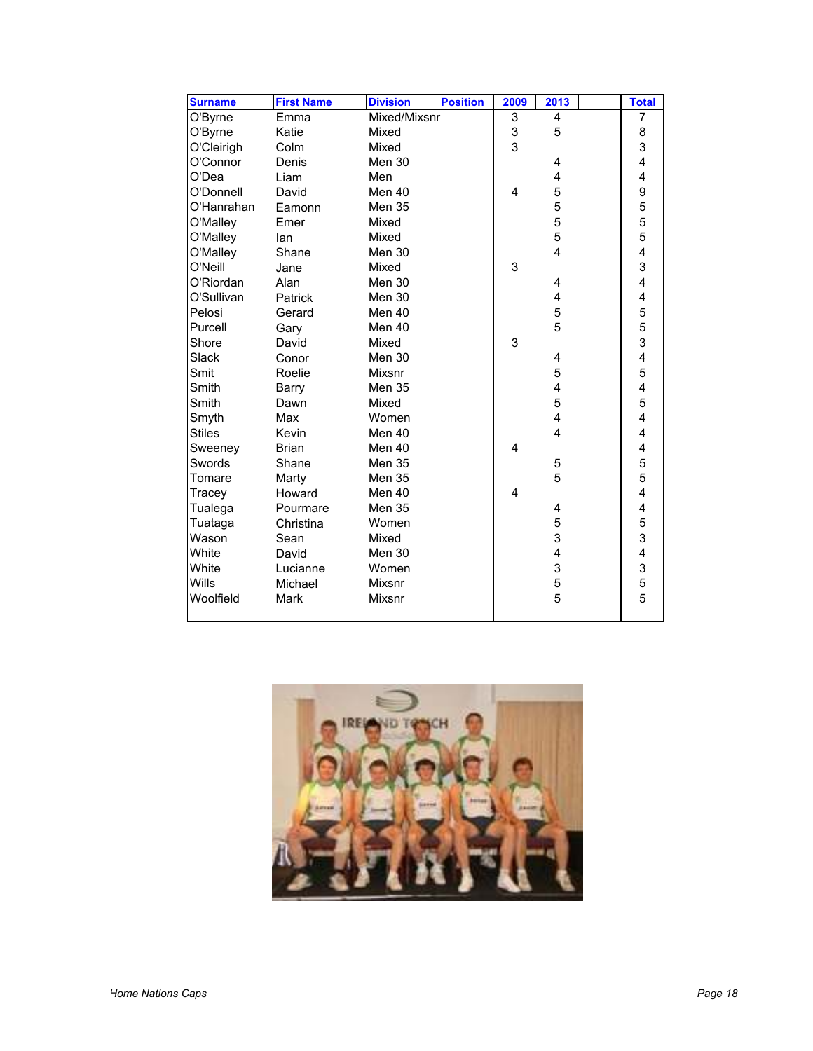| Surname | First Name | Division | Position | 2009 | 2013 | | Total |
|---|---|---|---|---|---|---|---|
| O'Byrne | Emma | Mixed/Mixsnr | | 3 | 4 | | 7 |
| O'Byrne | Katie | Mixed | | 3 | 5 | | 8 |
| O'Cleirigh | Colm | Mixed | | 3 | | | 3 |
| O'Connor | Denis | Men 30 | | | 4 | | 4 |
| O'Dea | Liam | Men | | | 4 | | 4 |
| O'Donnell | David | Men 40 | | 4 | 5 | | 9 |
| O'Hanrahan | Eamonn | Men 35 | | | 5 | | 5 |
| O'Malley | Emer | Mixed | | | 5 | | 5 |
| O'Malley | Ian | Mixed | | | 5 | | 5 |
| O'Malley | Shane | Men 30 | | | 4 | | 4 |
| O'Neill | Jane | Mixed | | 3 | | | 3 |
| O'Riordan | Alan | Men 30 | | | 4 | | 4 |
| O'Sullivan | Patrick | Men 30 | | | 4 | | 4 |
| Pelosi | Gerard | Men 40 | | | 5 | | 5 |
| Purcell | Gary | Men 40 | | | 5 | | 5 |
| Shore | David | Mixed | | 3 | | | 3 |
| Slack | Conor | Men 30 | | | 4 | | 4 |
| Smit | Roelie | Mixsnr | | | 5 | | 5 |
| Smith | Barry | Men 35 | | | 4 | | 4 |
| Smith | Dawn | Mixed | | | 5 | | 5 |
| Smyth | Max | Women | | | 4 | | 4 |
| Stiles | Kevin | Men 40 | | | 4 | | 4 |
| Sweeney | Brian | Men 40 | | 4 | | | 4 |
| Swords | Shane | Men 35 | | | 5 | | 5 |
| Tomare | Marty | Men 35 | | | 5 | | 5 |
| Tracey | Howard | Men 40 | | 4 | | | 4 |
| Tualega | Pourmare | Men 35 | | | 4 | | 4 |
| Tuataga | Christina | Women | | | 5 | | 5 |
| Wason | Sean | Mixed | | | 3 | | 3 |
| White | David | Men 30 | | | 4 | | 4 |
| White | Lucianne | Women | | | 3 | | 3 |
| Wills | Michael | Mixsnr | | | 5 | | 5 |
| Woolfield | Mark | Mixsnr | | | 5 | | 5 |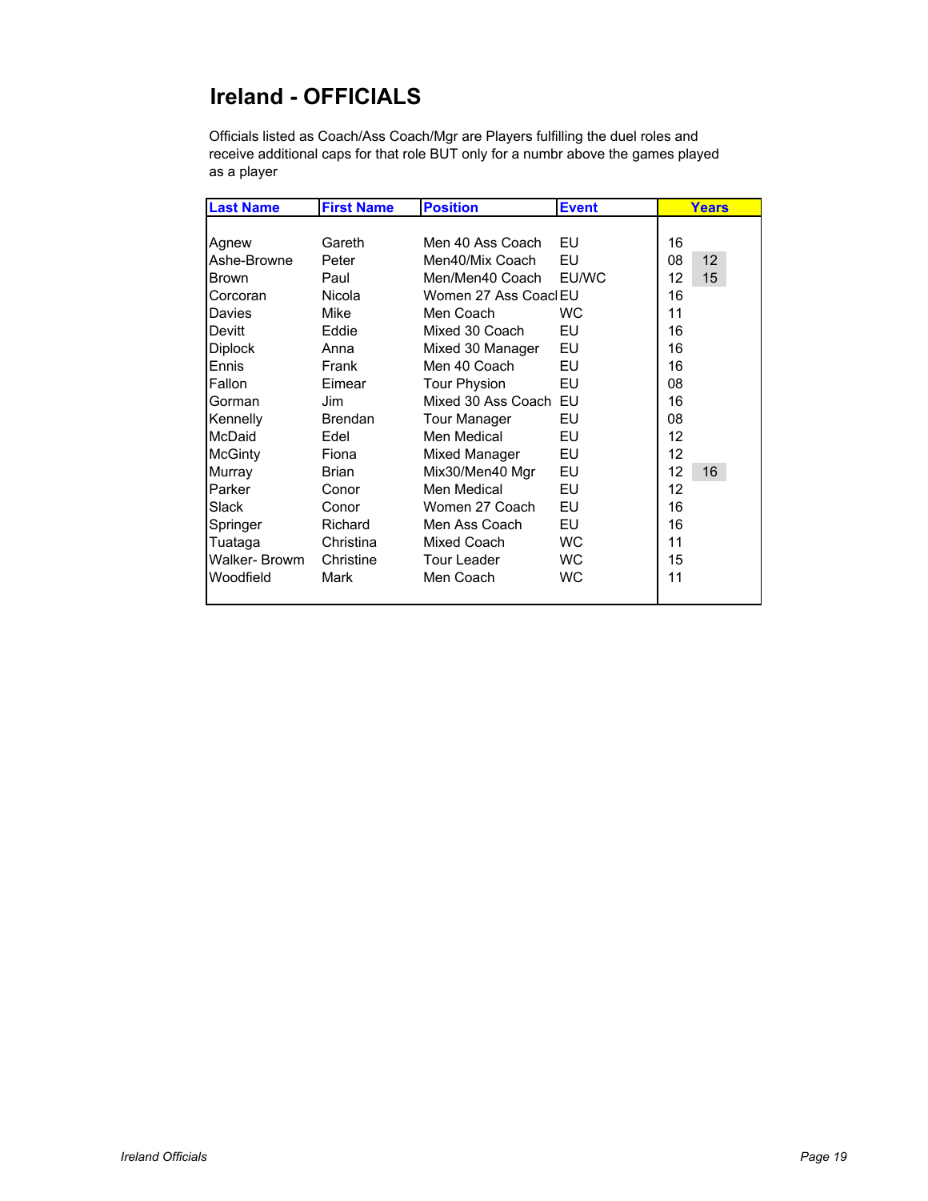# Ireland - OFFICIALS

Officials listed as Coach/Ass Coach/Mgr are Players fulfilling the duel roles and receive additional caps for that role BUT only for a numbr above the games played as a player

| Last Name | First Name | Position | Event | Years | |
|---|---|---|---|---|---|
| Agnew | Gareth | Men 40 Ass Coach | EU | 16 | |
| Ashe-Browne | Peter | Men40/Mix Coach | EU | 08 | 12 |
| Brown | Paul | Men/Men40 Coach | EU/WC | 12 | 15 |
| Corcoran | Nicola | Women 27 Ass Coacl | EU | 16 | |
| Davies | Mike | Men Coach | WC | 11 | |
| Devitt | Eddie | Mixed 30 Coach | EU | 16 | |
| Diplock | Anna | Mixed 30 Manager | EU | 16 | |
| Ennis | Frank | Men 40 Coach | EU | 16 | |
| Fallon | Eimear | Tour Physion | EU | 08 | |
| Gorman | Jim | Mixed 30 Ass Coach | EU | 16 | |
| Kennelly | Brendan | Tour Manager | EU | 08 | |
| McDaid | Edel | Men Medical | EU | 12 | |
| McGinty | Fiona | Mixed Manager | EU | 12 | |
| Murray | Brian | Mix30/Men40 Mgr | EU | 12 | 16 |
| Parker | Conor | Men Medical | EU | 12 | |
| Slack | Conor | Women 27 Coach | EU | 16 | |
| Springer | Richard | Men Ass Coach | EU | 16 | |
| Tuataga | Christina | Mixed Coach | WC | 11 | |
| Walker- Browm | Christine | Tour Leader | WC | 15 | |
| Woodfield | Mark | Men Coach | WC | 11 | |